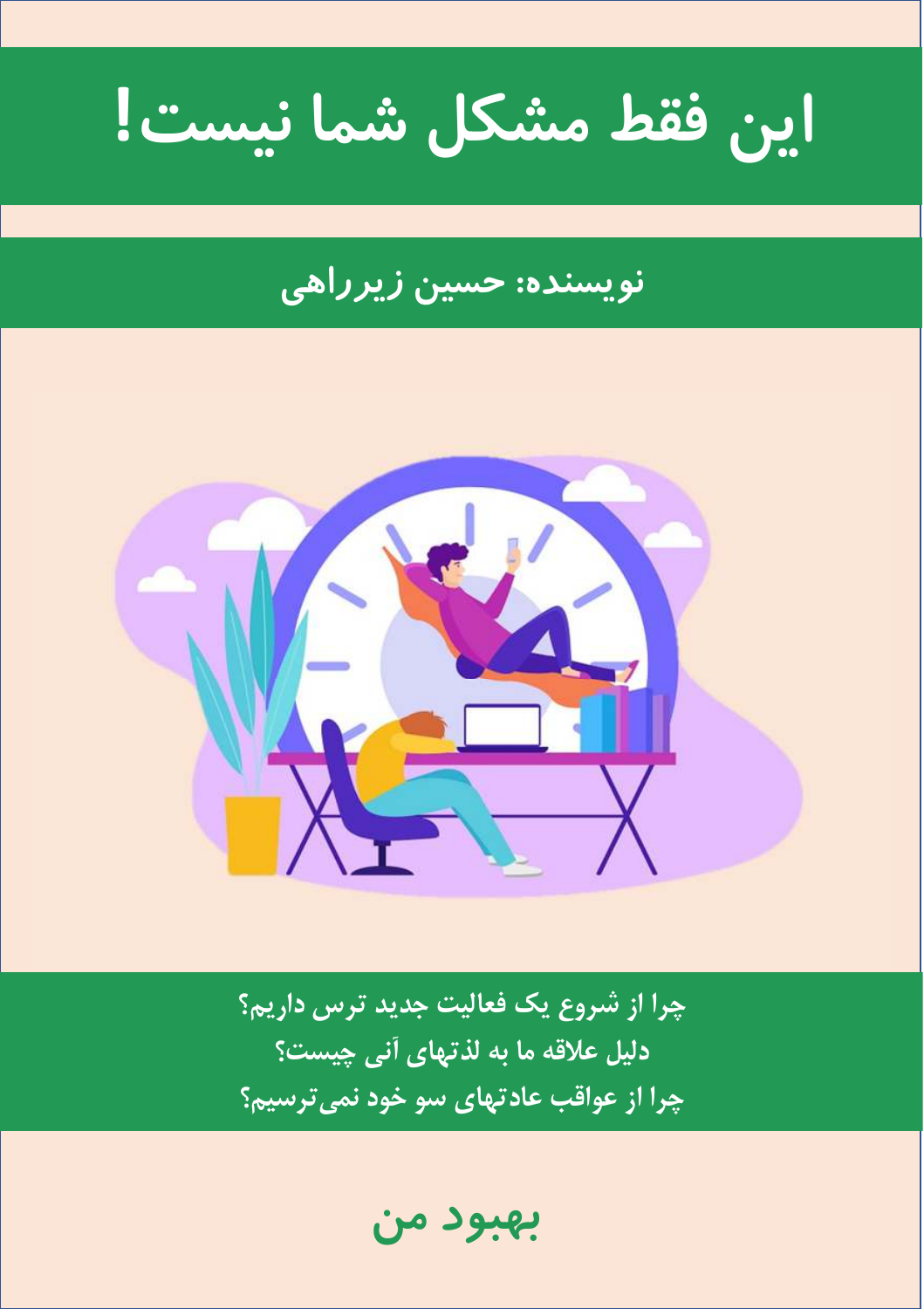# این فقط مشکل شما نیست!

## نویسنده: حسین زیرراهی

**چرا از شروع یک فعالیت جدید ترس داریم؟**

**دلیل علاقه ما به لذتهای آنی چیست؟**

**چرا از عواقب عادتهای سو خود نمی‌ترسیم؟**

**بهبود من**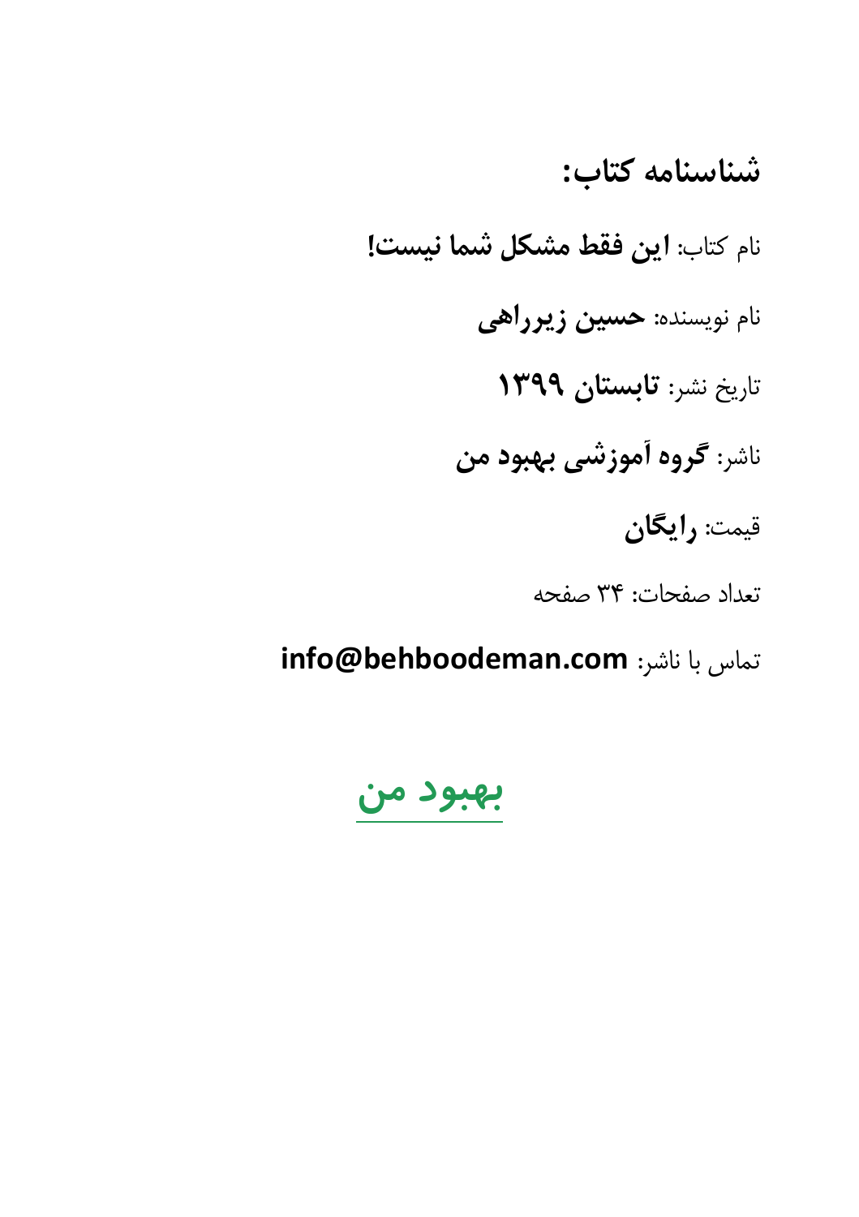## شناسنامه کتاب:

نام کتاب: **این فقط مشکل شما نیست!**

نام نویسنده: **حسین زیرراهی**

تاریخ نشر: **تابستان ۱۳۹۹**

ناشر: **گروه آموزشی بهبود من**

قیمت: **رایگان**

تعداد صفحات: ۳۴ صفحه

تماس با ناشر: **info@behboodeman.com**

**بهبود من**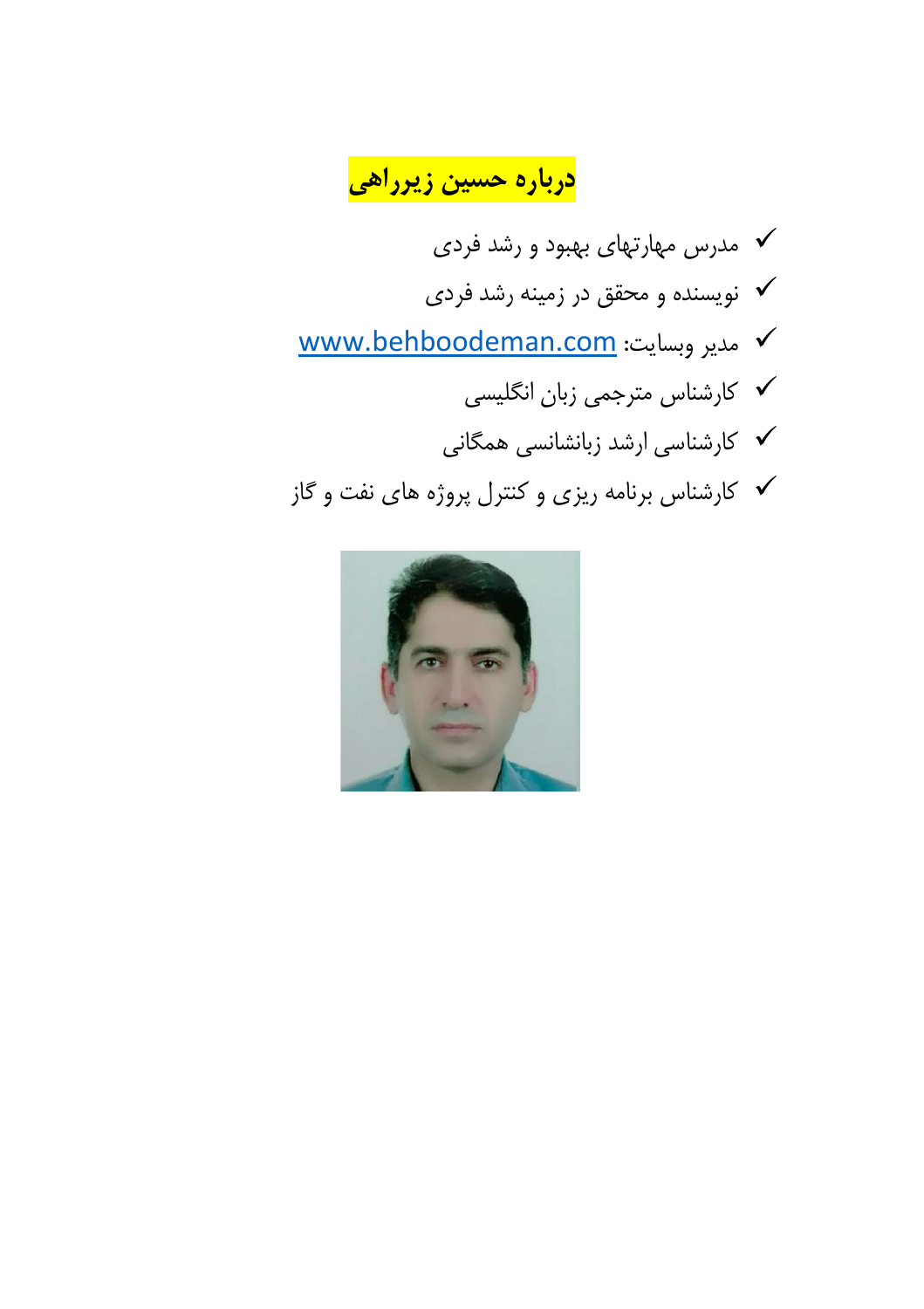# درباره حسین زیرراهی

- ✓ مدرس مهارتهای بهبود و رشد فردی
- ✓ نویسنده و محقق در زمینه رشد فردی
- ✓ مدیر وبسایت: www.behboodeman.com
- ✓ کارشناس مترجمی زبان انگلیسی
- ✓ کارشناسی ارشد زبانشانسی همگانی
- ✓ کارشناس برنامه ریزی و کنترل پروژه های نفت و گاز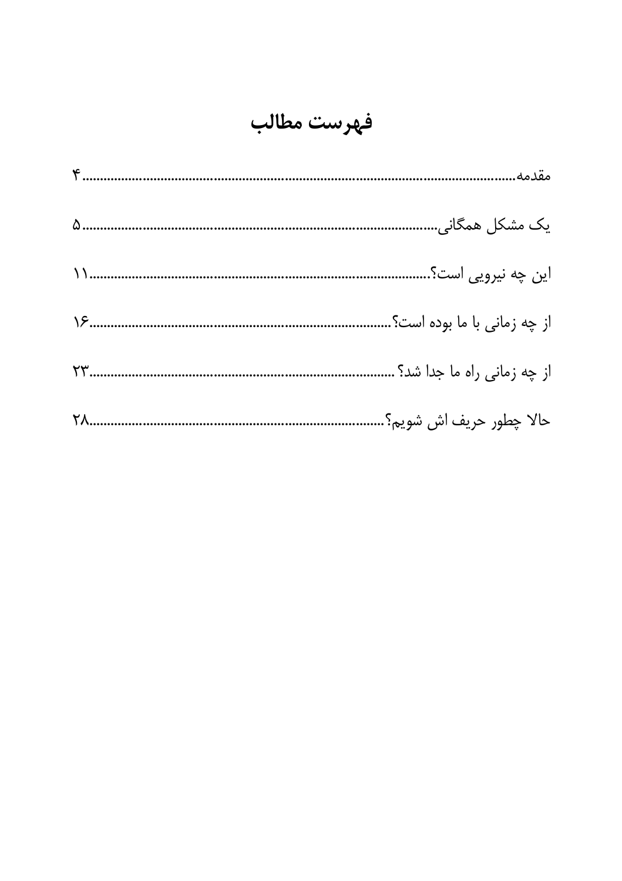# فهرست مطالب

مقدمه ........................................................................ ۴

یک مشکل همگانی ........................................................................ ۵

این چه نیرویی است؟ ........................................................................ ۱۱

از چه زمانی با ما بوده است؟ ........................................................................ ۱۶

از چه زمانی راه ما جدا شد؟ ........................................................................ ۲۳

حالا چطور حریف اش شویم؟ ........................................................................ ۲۸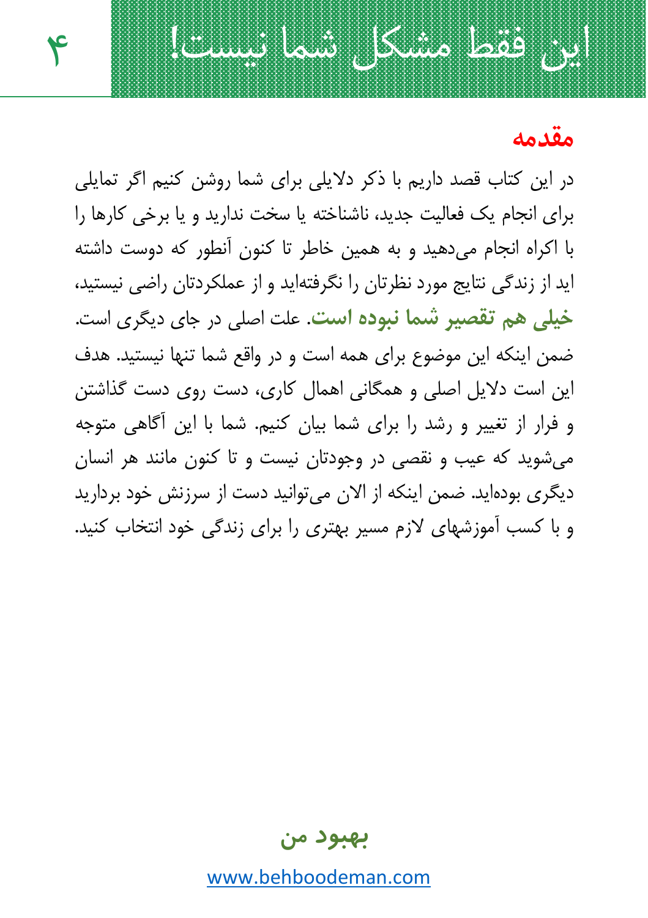# این فقط مشکل شما نیست!

## مقدمه

در این کتاب قصد داریم با ذکر دلایلی برای شما روشن کنیم اگر تمایلی برای انجام یک فعالیت جدید، ناشناخته یا سخت ندارید و یا برخی کارها را با اکراه انجام می‌دهید و به همین خاطر تا کنون آنطور که دوست داشته اید از زندگی نتایج مورد نظرتان را نگرفته‌اید و از عملکردتان راضی نیستید، **خیلی هم تقصیر شما نبوده است**. علت اصلی در جای دیگری است. ضمن اینکه این موضوع برای همه است و در واقع شما تنها نیستید. هدف این است دلایل اصلی و همگانی اهمال کاری، دست روی دست گذاشتن و فرار از تغییر و رشد را برای شما بیان کنیم. شما با این آگاهی متوجه می‌شوید که عیب و نقصی در وجودتان نیست و تا کنون مانند هر انسان دیگری بوده‌اید. ضمن اینکه از الان می‌توانید دست از سرزنش خود بردارید و با کسب آموزشهای لازم مسیر بهتری را برای زندگی خود انتخاب کنید.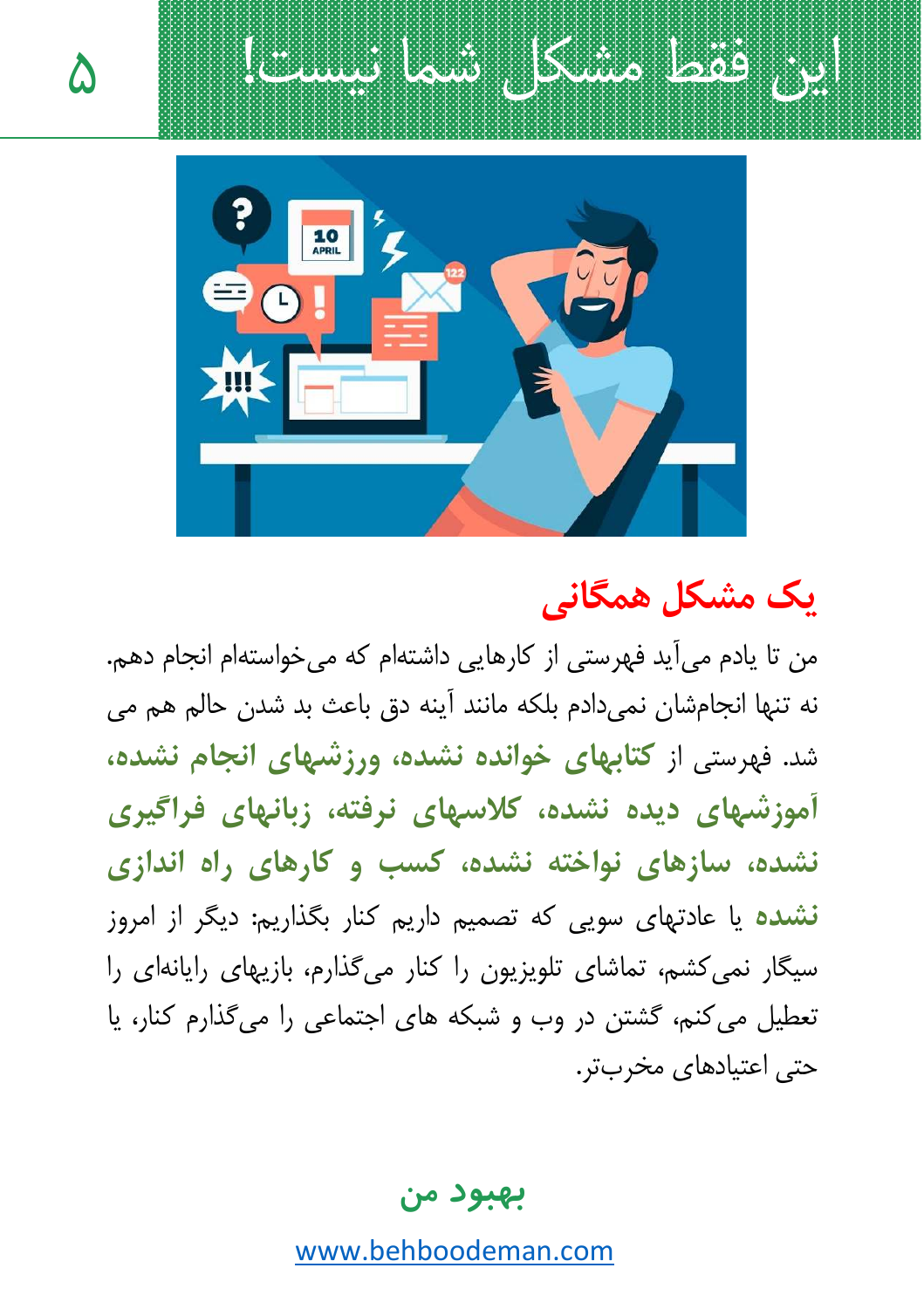# این فقط مشکل شما نیست!

## یک مشکل همگانی

من تا یادم می‌آید فهرستی از کارهایی داشته‌ام که می‌خواسته‌ام انجام دهم. نه تنها انجام‌شان نمی‌دادم بلکه مانند آینه دق باعث بد شدن حالم هم می شد. فهرستی از **کتابهای خوانده نشده، ورزشهای انجام نشده، آموزشهای دیده نشده، کلاسهای نرفته، زبانهای فراگیری نشده، سازهای نواخته نشده، کسب و کارهای راه اندازی نشده** یا عادتهای سویی که تصمیم داریم کنار بگذاریم: دیگر از امروز سیگار نمی‌کشم، تماشای تلویزیون را کنار می‌گذارم، بازیهای رایانه‌ای را تعطیل می‌کنم، گشتن در وب و شبکه های اجتماعی را می‌گذارم کنار، یا حتی اعتیادهای مخرب‌تر.

**بهبود من**

www.behboodeman.com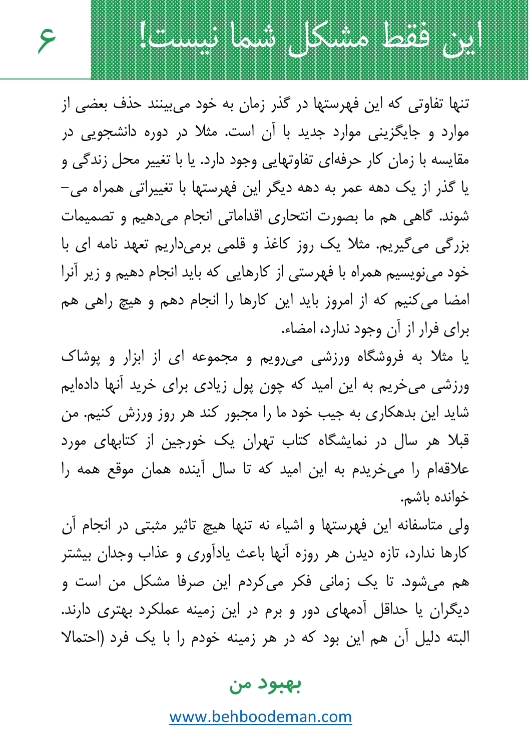تنها تفاوتی که این فهرستها در گذر زمان به خود می‌بینند حذف بعضی از موارد و جایگزینی موارد جدید با آن است. مثلا در دوره دانشجویی در مقایسه با زمان کار حرفه‌ای تفاوتهایی وجود دارد. یا با تغییر محل زندگی و یا گذر از یک دهه عمر به دهه دیگر این فهرستها با تغییراتی همراه می‌شوند. گاهی هم ما بصورت انتحاری اقداماتی انجام می‌دهیم و تصمیمات بزرگی می‌گیریم. مثلا یک روز کاغذ و قلمی برمی‌داریم تعهد نامه ای با خود می‌نویسیم همراه با فهرستی از کارهایی که باید انجام دهیم و زیر آنرا امضا می‌کنیم که از امروز باید این کارها را انجام دهم و هیچ راهی هم برای فرار از آن وجود ندارد، امضاء.

یا مثلا به فروشگاه ورزشی می‌رویم و مجموعه ای از ابزار و پوشاک ورزشی می‌خریم به این امید که چون پول زیادی برای خرید آنها داده‌ایم شاید این بدهکاری به جیب خود ما را مجبور کند هر روز ورزش کنیم. من قبلا هر سال در نمایشگاه کتاب تهران یک خورجین از کتابهای مورد علاقه‌ام را می‌خریدم به این امید که تا سال آینده همان موقع همه را خوانده باشم.

ولی متاسفانه این فهرستها و اشیاء نه تنها هیچ تاثیر مثبتی در انجام آن کارها ندارد، تازه دیدن هر روزه آنها باعث یادآوری و عذاب وجدان بیشتر هم می‌شود. تا یک زمانی فکر می‌کردم این صرفا مشکل من است و دیگران یا حداقل آدمهای دور و برم در این زمینه عملکرد بهتری دارند. البته دلیل آن هم این بود که در هر زمینه خودم را با یک فرد (احتمالا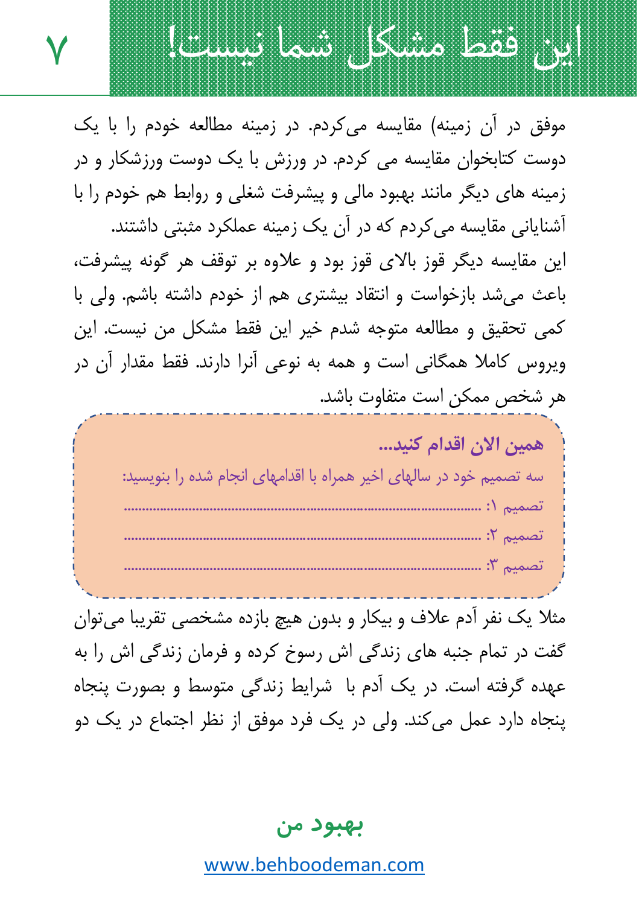موفق در آن زمینه) مقایسه می‌کردم. در زمینه مطالعه خودم را با یک دوست کتابخوان مقایسه می کردم. در ورزش با یک دوست ورزشکار و در زمینه های دیگر مانند بهبود مالی و پیشرفت شغلی و روابط هم خودم را با آشنایانی مقایسه می‌کردم که در آن یک زمینه عملکرد مثبتی داشتند.

این مقایسه دیگر قوز بالای قوز بود و علاوه بر توقف هر گونه پیشرفت، باعث می‌شد بازخواست و انتقاد بیشتری هم از خودم داشته باشم. ولی با کمی تحقیق و مطالعه متوجه شدم خیر این فقط مشکل من نیست. این ویروس کاملا همگانی است و همه به نوعی آنرا دارند. فقط مقدار آن در هر شخص ممکن است متفاوت باشد.

**همین الان اقدام کنید...**

سه تصمیم خود در سالهای اخیر همراه با اقدامهای انجام شده را بنویسید:

تصمیم ۱: ...............................................................................................

تصمیم ۲: ...............................................................................................

تصمیم ۳: ...............................................................................................

مثلا یک نفر آدم علاف و بیکار و بدون هیچ بازده مشخصی تقریبا می‌توان گفت در تمام جنبه های زندگی اش رسوخ کرده و فرمان زندگی اش را به عهده گرفته است. در یک آدم با شرایط زندگی متوسط و بصورت پنجاه پنجاه دارد عمل می‌کند. ولی در یک فرد موفق از نظر اجتماع در یک دو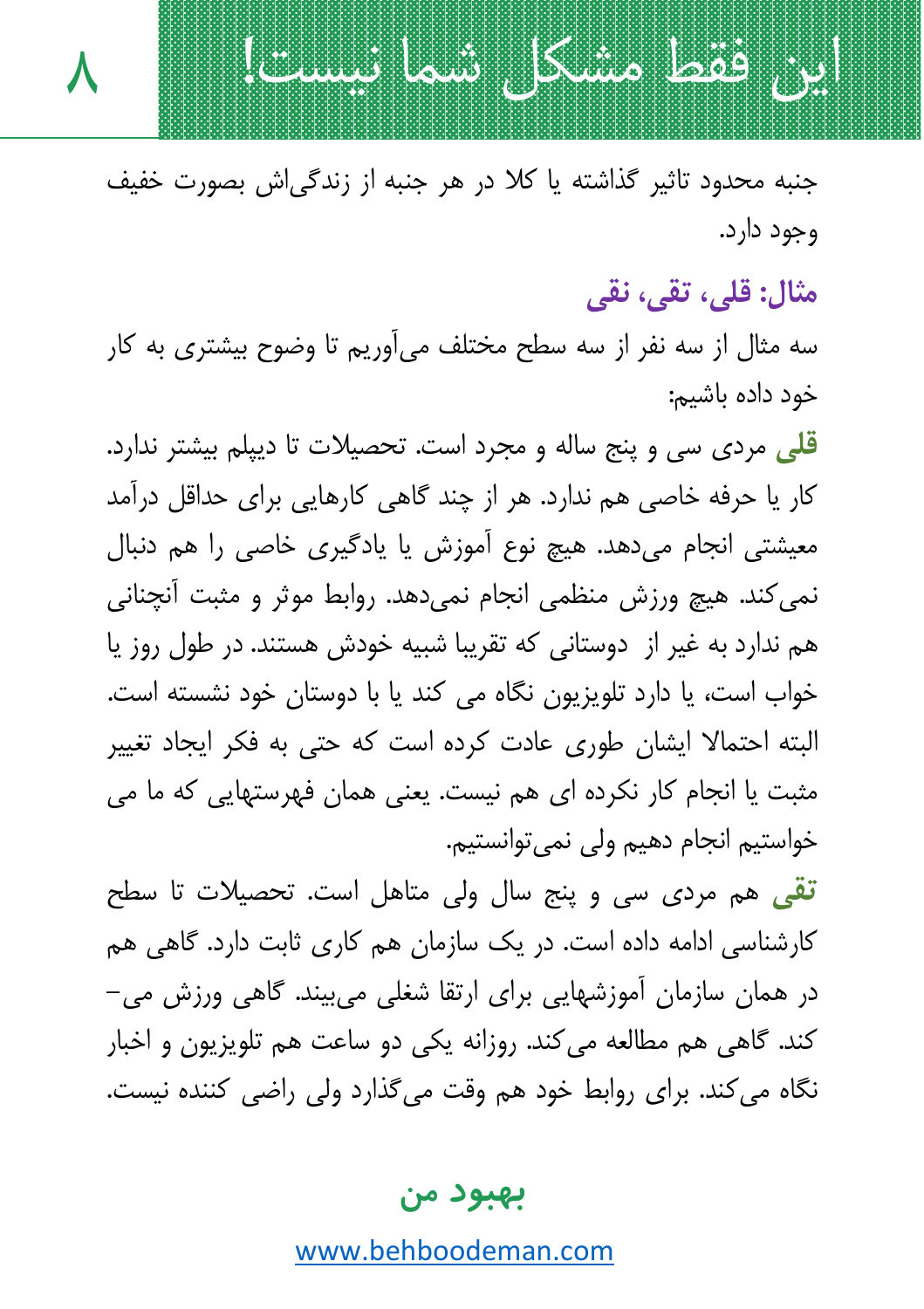جنبه محدود تاثیر گذاشته یا کلا در هر جنبه از زندگی‌اش بصورت خفیف وجود دارد.

## مثال: قلی، تقی، نقی

سه مثال از سه نفر از سه سطح مختلف می‌آوریم تا وضوح بیشتری به کار خود داده باشیم:

**قلی** مردی سی و پنج ساله و مجرد است. تحصیلات تا دیپلم بیشتر ندارد. کار یا حرفه خاصی هم ندارد. هر از چند گاهی کارهایی برای حداقل درآمد معیشتی انجام می‌دهد. هیچ نوع آموزش یا یادگیری خاصی را هم دنبال نمی‌کند. هیچ ورزش منظمی انجام نمی‌دهد. روابط موثر و مثبت آنچنانی هم ندارد به غیر از  دوستانی که تقریبا شبیه خودش هستند. در طول روز یا خواب است، یا دارد تلویزیون نگاه می کند یا با دوستان خود نشسته است. البته احتمالا ایشان طوری عادت کرده است که حتی به فکر ایجاد تغییر مثبت یا انجام کار نکرده ای هم نیست. یعنی همان فهرستهایی که ما می خواستیم انجام دهیم ولی نمی‌توانستیم.

**تقی** هم مردی سی و پنج سال ولی متاهل است. تحصیلات تا سطح کارشناسی ادامه داده است. در یک سازمان هم کاری ثابت دارد. گاهی هم در همان سازمان آموزشهایی برای ارتقا شغلی می‌بینند. گاهی ورزش می-کند. گاهی هم مطالعه می‌کند. روزانه یکی دو ساعت هم تلویزیون و اخبار نگاه می‌کند. برای روابط خود هم وقت می‌گذارد ولی راضی کننده نیست.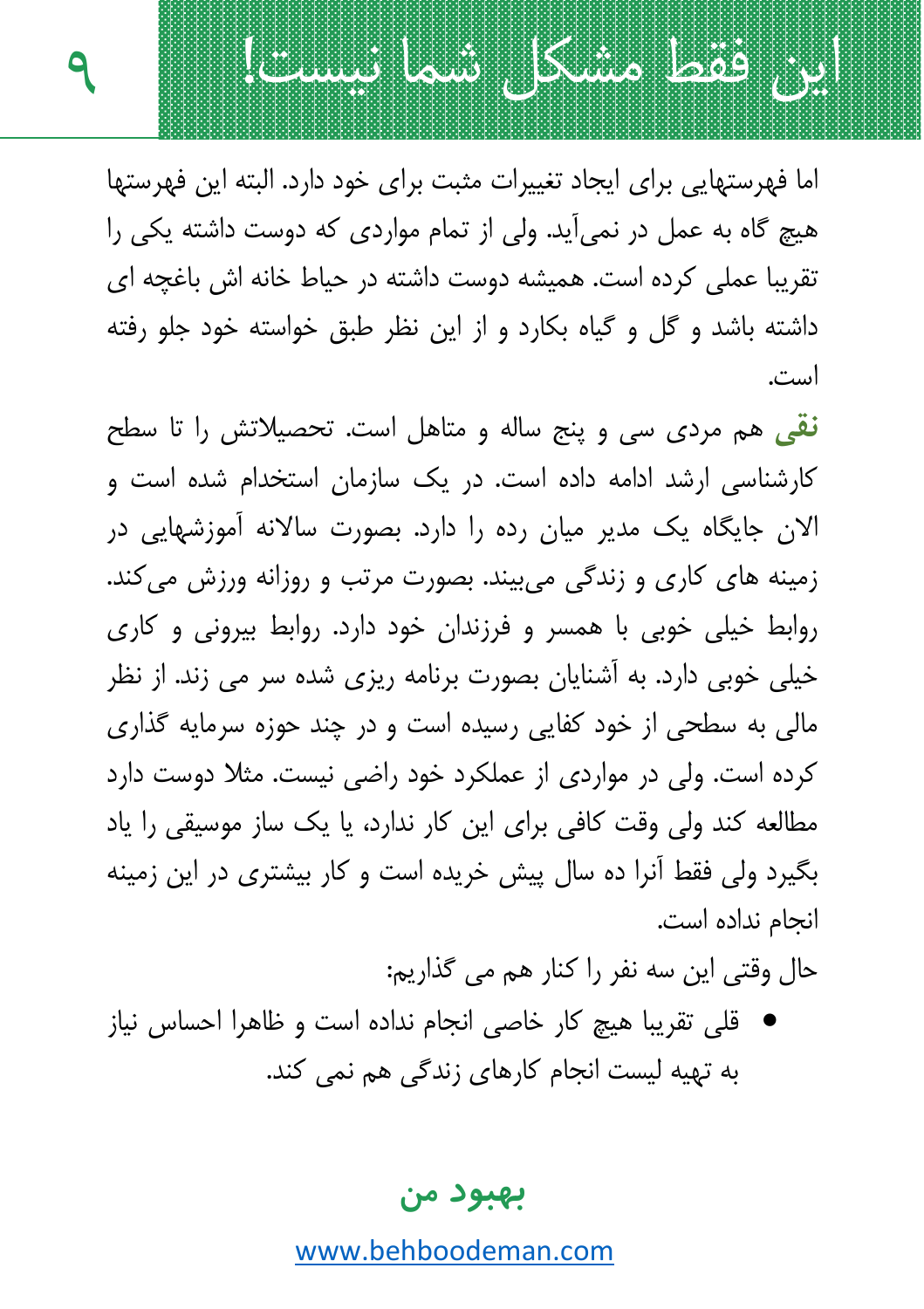اما فهرستهایی برای ایجاد تغییرات مثبت برای خود دارد. البته این فهرستها هیچ گاه به عمل در نمی‌آید. ولی از تمام مواردی که دوست داشته یکی را تقریبا عملی کرده است. همیشه دوست داشته در حیاط خانه اش باغچه ای داشته باشد و گل و گیاه بکارد و از این نظر طبق خواسته خود جلو رفته است.

**نقی** هم مردی سی و پنج ساله و متاهل است. تحصیلاتش را تا سطح کارشناسی ارشد ادامه داده است. در یک سازمان استخدام شده است و الان جایگاه یک مدیر میان رده را دارد. بصورت سالانه آموزشهایی در زمینه های کاری و زندگی می‌بیند. بصورت مرتب و روزانه ورزش می‌کند. روابط خیلی خوبی با همسر و فرزندان خود دارد. روابط بیرونی و کاری خیلی خوبی دارد. به آشنایان بصورت برنامه ریزی شده سر می زند. از نظر مالی به سطحی از خود کفایی رسیده است و در چند حوزه سرمایه گذاری کرده است. ولی در مواردی از عملکرد خود راضی نیست. مثلا دوست دارد مطالعه کند ولی وقت کافی برای این کار ندارد، یا یک ساز موسیقی را یاد بگیرد ولی فقط آنرا ده سال پیش خریده است و کار بیشتری در این زمینه انجام نداده است.

حال وقتی این سه نفر را کنار هم می گذاریم:

- قلی تقریبا هیچ کار خاصی انجام نداده است و ظاهرا احساس نیاز به تهیه لیست انجام کارهای زندگی هم نمی کند.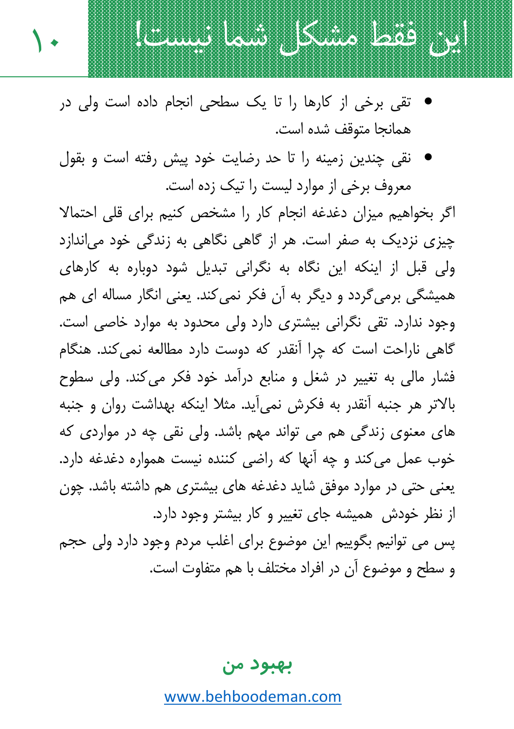## این فقط مشکل شما نیست!

- تقی برخی از کارها را تا یک سطحی انجام داده است ولی در همانجا متوقف شده است.
- نقی چندین زمینه را تا حد رضایت خود پیش رفته است و بقول معروف برخی از موارد لیست را تیک زده است.

اگر بخواهیم میزان دغدغه انجام کار را مشخص کنیم برای قلی احتمالا چیزی نزدیک به صفر است. هر از گاهی نگاهی به زندگی خود می‌اندازد ولی قبل از اینکه این نگاه به نگرانی تبدیل شود دوباره به کارهای همیشگی برمی‌گردد و دیگر به آن فکر نمی‌کند. یعنی انگار مساله ای هم وجود ندارد. تقی نگرانی بیشتری دارد ولی محدود به موارد خاصی است. گاهی ناراحت است که چرا آنقدر که دوست دارد مطالعه نمی‌کند. هنگام فشار مالی به تغییر در شغل و منابع درآمد خود فکر می‌کند. ولی سطوح بالاتر هر جنبه آنقدر به فکرش نمی‌آید. مثلا اینکه بهداشت روان و جنبه های معنوی زندگی هم می تواند مهم باشد. ولی نقی چه در مواردی که خوب عمل می‌کند و چه آنها که راضی کننده نیست همواره دغدغه دارد. یعنی حتی در موارد موفق شاید دغدغه های بیشتری هم داشته باشد. چون از نظر خودش همیشه جای تغییر و کار بیشتر وجود دارد.

پس می توانیم بگوییم این موضوع برای اغلب مردم وجود دارد ولی حجم و سطح و موضوع آن در افراد مختلف با هم متفاوت است.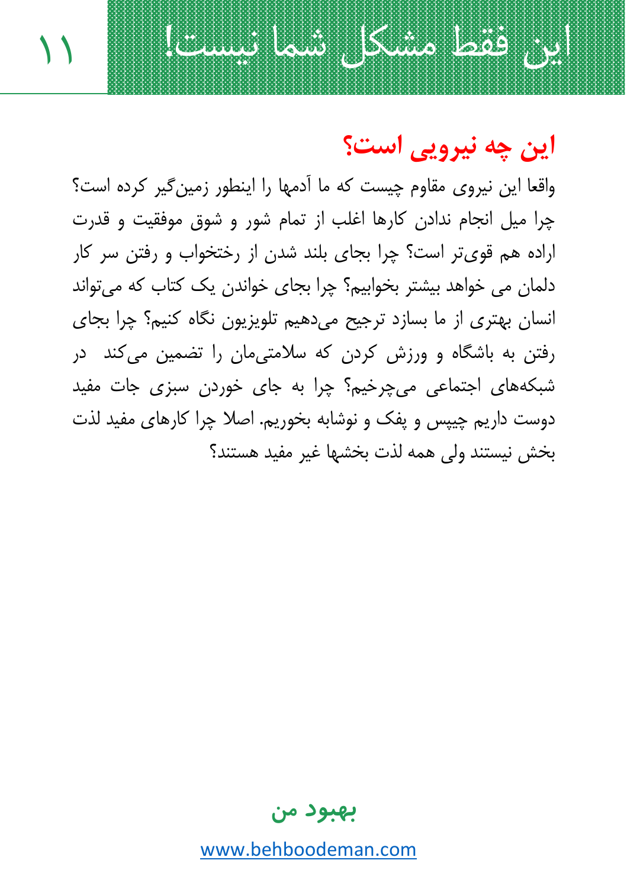## این فقط مشکل شما نیست!

### این چه نیرویی است؟

واقعا این نیروی مقاوم چیست که ما آدمها را اینطور زمین‌گیر کرده است؟ چرا میل انجام ندادن کارها اغلب از تمام شور و شوق موفقیت و قدرت اراده هم قوی‌تر است؟ چرا بجای بلند شدن از رختخواب و رفتن سر کار دلمان می خواهد بیشتر بخوابیم؟ چرا بجای خواندن یک کتاب که می‌تواند انسان بهتری از ما بسازد ترجیح می‌دهیم تلویزیون نگاه کنیم؟ چرا بجای رفتن به باشگاه و ورزش کردن که سلامتی‌مان را تضمین می‌کند در شبکه‌های اجتماعی می‌چرخیم؟ چرا به جای خوردن سبزی جات مفید دوست داریم چیپس و پفک و نوشابه بخوریم. اصلا چرا کارهای مفید لذت بخش نیستند ولی همه لذت بخشها غیر مفید هستند؟

**بهبود من**

www.behboodeman.com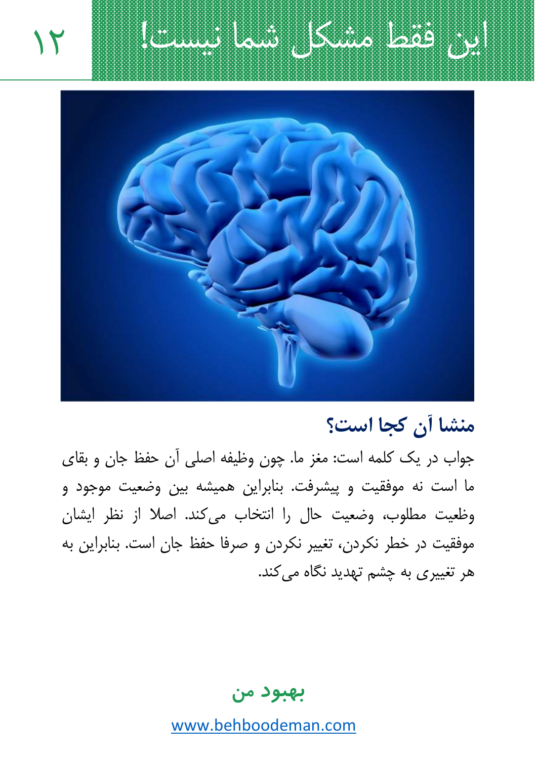# این فقط مشکل شما نیست!

## منشا آن کجا است؟

جواب در یک کلمه است: مغز ما. چون وظیفه اصلی آن حفظ جان و بقای ما است نه موفقیت و پیشرفت. بنابراین همیشه بین وضعیت موجود و وظعیت مطلوب، وضعیت حال را انتخاب می‌کند. اصلا از نظر ایشان موفقیت در خطر نکردن، تغییر نکردن و صرفا حفظ جان است. بنابراین به هر تغییری به چشم تهدید نگاه می‌کند.

**بهبود من**

www.behboodeman.com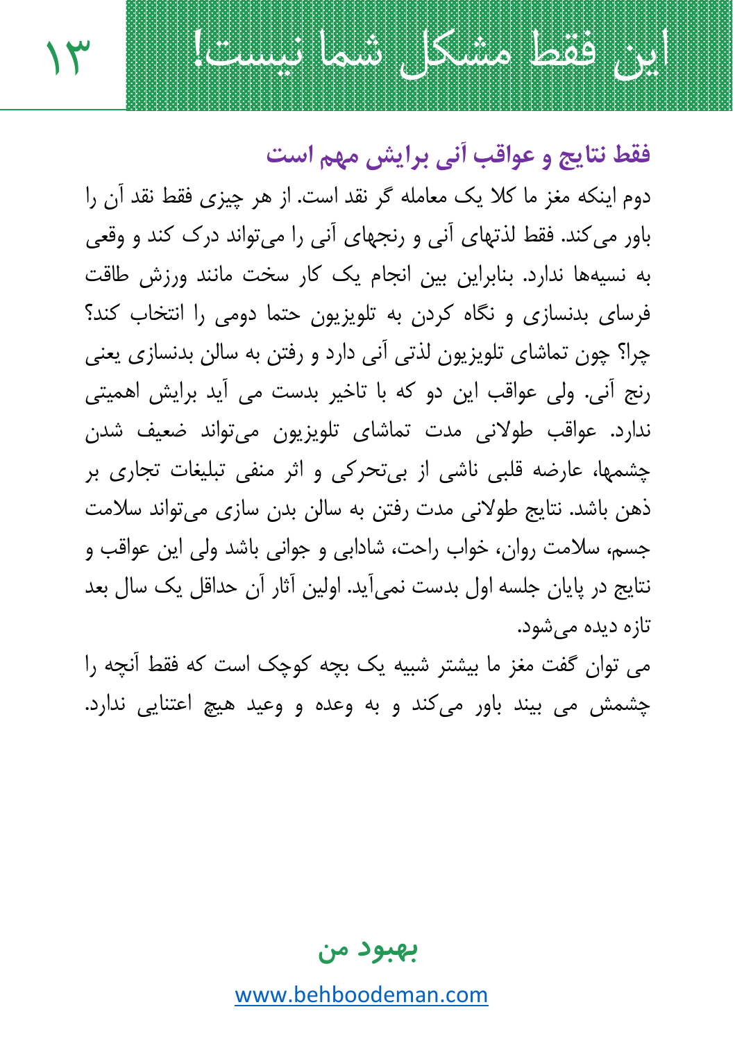### فقط نتایج و عواقب آنی برایش مهم است

دوم اینکه مغز ما کلا یک معامله گر نقد است. از هر چیزی فقط نقد آن را باور می‌کند. فقط لذتهای آنی و رنجهای آنی را می‌تواند درک کند و وقعی به نسیه‌ها ندارد. بنابراین بین انجام یک کار سخت مانند ورزش طاقت فرسای بدنسازی و نگاه کردن به تلویزیون حتما دومی را انتخاب کند؟ چرا؟ چون تماشای تلویزیون لذتی آنی دارد و رفتن به سالن بدنسازی یعنی رنج آنی. ولی عواقب این دو که با تاخیر بدست می آید برایش اهمیتی ندارد. عواقب طولانی مدت تماشای تلویزیون می‌تواند ضعیف شدن چشمها، عارضه قلبی ناشی از بی‌تحرکی و اثر منفی تبلیغات تجاری بر ذهن باشد. نتایج طولانی مدت رفتن به سالن بدن سازی می‌تواند سلامت جسم، سلامت روان، خواب راحت، شادابی و جوانی باشد ولی این عواقب و نتایج در پایان جلسه اول بدست نمی‌آید. اولین آثار آن حداقل یک سال بعد تازه دیده می‌شود.

می توان گفت مغز ما بیشتر شبیه یک بچه کوچک است که فقط آنچه را چشمش می بیند باور می‌کند و به وعده و وعید هیچ اعتنایی ندارد.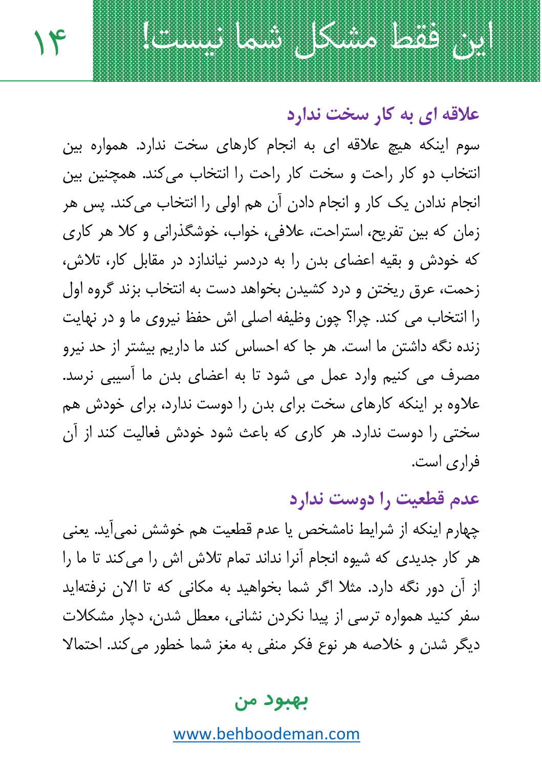## علاقه ای به کار سخت ندارد

سوم اینکه هیچ علاقه ای به انجام کارهای سخت ندارد. همواره بین انتخاب دو کار راحت و سخت کار راحت را انتخاب می‌کند. همچنین بین انجام ندادن یک کار و انجام دادن آن هم اولی را انتخاب می‌کند. پس هر زمان که بین تفریح، استراحت، علافی، خواب، خوشگذرانی و کلا هر کاری که خودش و بقیه اعضای بدن را به دردسر نیاندازد در مقابل کار، تلاش، زحمت، عرق ریختن و درد کشیدن بخواهد دست به انتخاب بزند گروه اول را انتخاب می کند. چرا؟ چون وظیفه اصلی اش حفظ نیروی ما و در نهایت زنده نگه داشتن ما است. هر جا که احساس کند ما داریم بیشتر از حد نیرو مصرف می کنیم وارد عمل می شود تا به اعضای بدن ما آسیبی نرسد. علاوه بر اینکه کارهای سخت برای بدن را دوست ندارد، برای خودش هم سختی را دوست ندارد. هر کاری که باعث شود خودش فعالیت کند از آن فراری است.

## عدم قطعیت را دوست ندارد

چهارم اینکه از شرایط نامشخص یا عدم قطعیت هم خوشش نمی‌آید. یعنی هر کار جدیدی که شیوه انجام آنرا نداند تمام تلاش اش را می‌کند تا ما را از آن دور نگه دارد. مثلا اگر شما بخواهید به مکانی که تا الان نرفته‌اید سفر کنید همواره ترسی از پیدا نکردن نشانی، معطل شدن، دچار مشکلات دیگر شدن و خلاصه هر نوع فکر منفی به مغز شما خطور می‌کند. احتمالا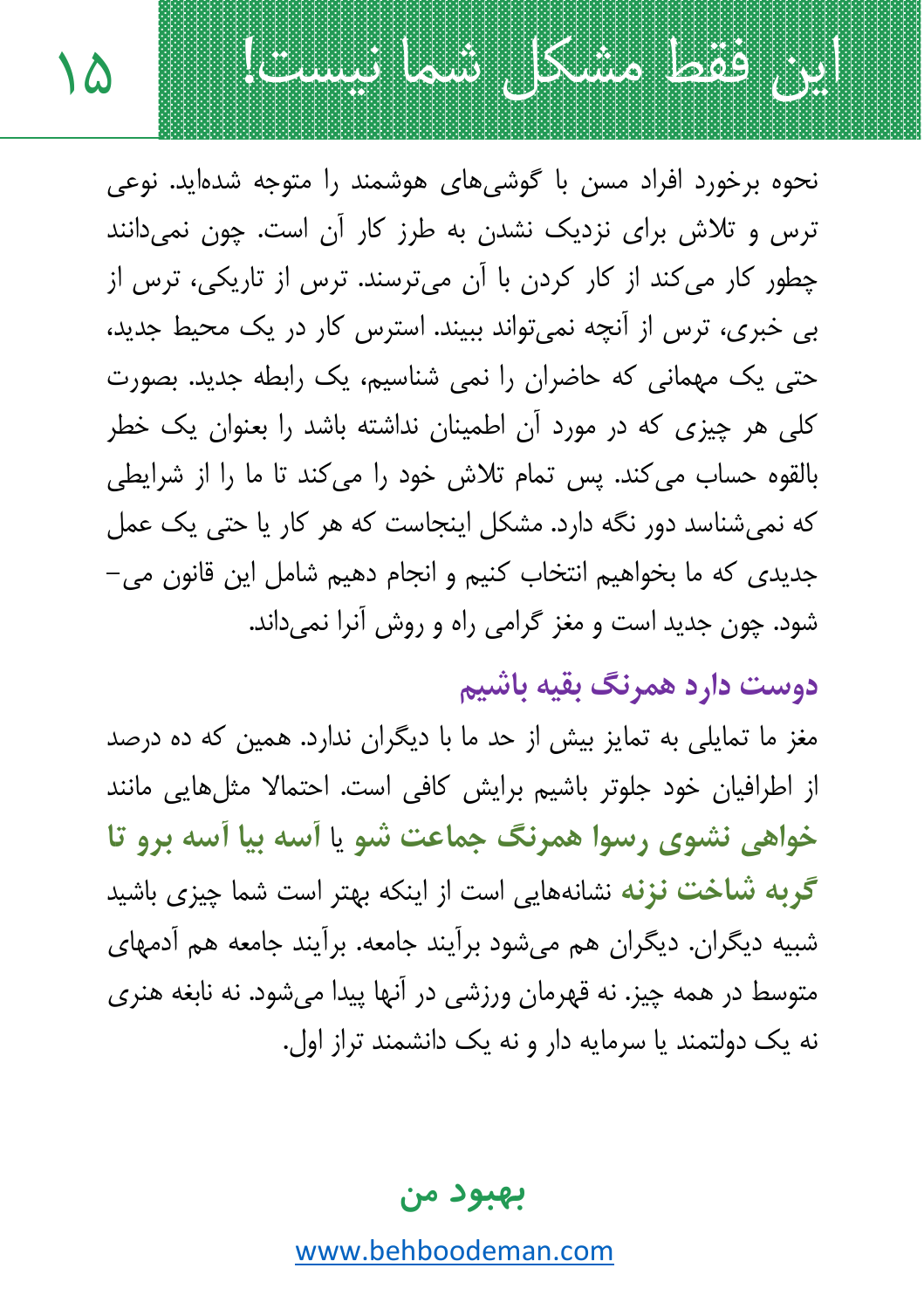# این فقط مشکل شما نیست!

نحوه برخورد افراد مسن با گوشی‌های هوشمند را متوجه شده‌اید. نوعی ترس و تلاش برای نزدیک نشدن به طرز کار آن است. چون نمی‌دانند چطور کار می‌کند از کار کردن با آن می‌ترسند. ترس از تاریکی، ترس از بی خبری، ترس از آنچه نمی‌تواند ببیند. استرس کار در یک محیط جدید، حتی یک مهمانی که حاضران را نمی شناسیم، یک رابطه جدید. بصورت کلی هر چیزی که در مورد آن اطمینان نداشته باشد را بعنوان یک خطر بالقوه حساب می‌کند. پس تمام تلاش خود را می‌کند تا ما را از شرایطی که نمی‌شناسد دور نگه دارد. مشکل اینجاست که هر کار یا حتی یک عمل جدیدی که ما بخواهیم انتخاب کنیم و انجام دهیم شامل این قانون می‌شود. چون جدید است و مغز گرامی راه و روش آنرا نمی‌داند.

## دوست دارد همرنگ بقیه باشیم

مغز ما تمایلی به تمایز بیش از حد ما با دیگران ندارد. همین که ده درصد از اطرافیان خود جلوتر باشیم برایش کافی است. احتمالا مثل‌هایی مانند **خواهی نشوی رسوا همرنگ جماعت شو** یا **آسه بیا آسه برو تا گربه شاخت نزنه** نشانه‌هایی است از اینکه بهتر است شما چیزی باشید شبیه دیگران. دیگران هم می‌شود برآیند جامعه. برآیند جامعه هم آدمهای متوسط در همه چیز. نه قهرمان ورزشی در آنها پیدا می‌شود. نه نابغه هنری نه یک دولتمند یا سرمایه دار و نه یک دانشمند تراز اول.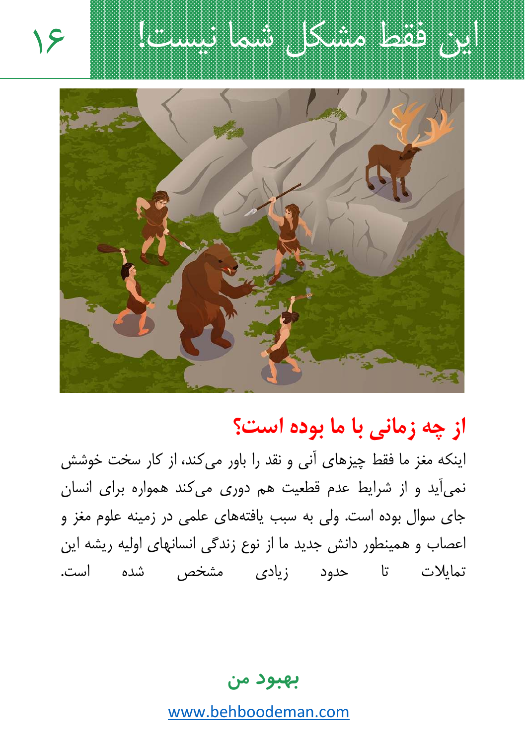# این فقط مشکل شما نیست!

## از چه زمانی با ما بوده است؟

اینکه مغز ما فقط چیزهای آنی و نقد را باور می‌کند، از کار سخت خوشش نمی‌آید و از شرایط عدم قطعیت هم دوری می‌کند همواره برای انسان جای سوال بوده است. ولی به سبب یافته‌های علمی در زمینه علوم مغز و اعصاب و همینطور دانش جدید ما از نوع زندگی انسانهای اولیه ریشه این تمایلات تا حدود زیادی مشخص شده است.

**بهبود من**

www.behboodeman.com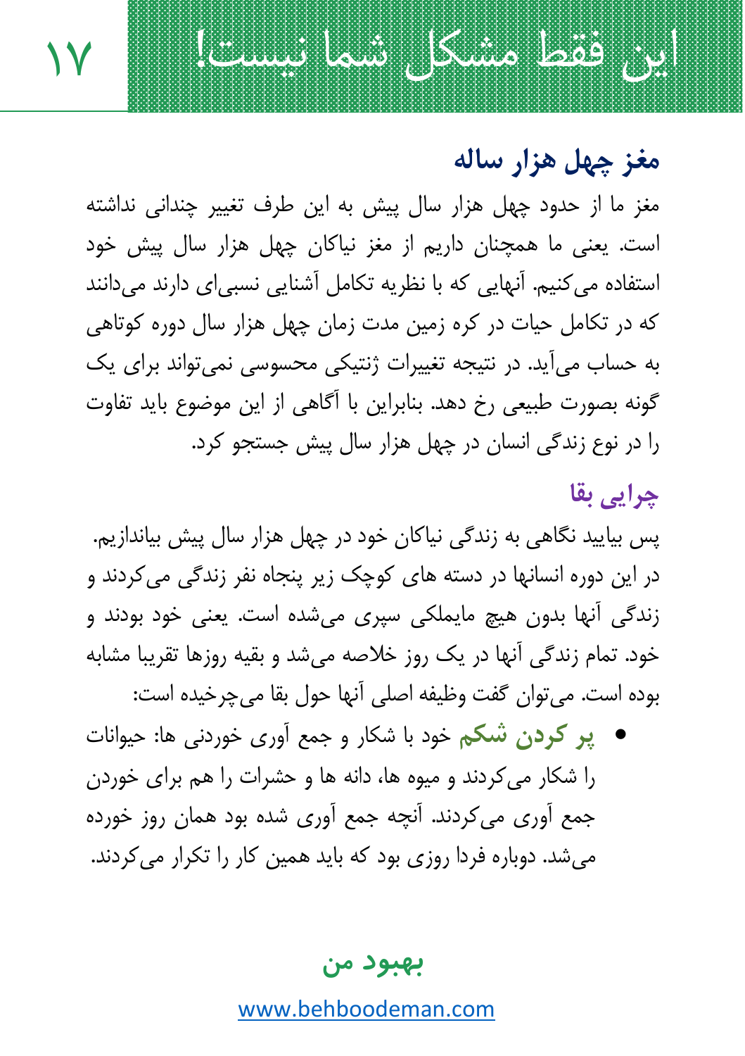## مغز چهل هزار ساله

مغز ما از حدود چهل هزار سال پیش به این طرف تغییر چندانی نداشته است. یعنی ما همچنان داریم از مغز نیاکان چهل هزار سال پیش خود استفاده می‌کنیم. آنهایی که با نظریه تکامل آشنایی نسبی‌ای دارند می‌دانند که در تکامل حیات در کره زمین مدت زمان چهل هزار سال دوره کوتاهی به حساب می‌آید. در نتیجه تغییرات ژنتیکی محسوسی نمی‌تواند برای یک گونه بصورت طبیعی رخ دهد. بنابراین با آگاهی از این موضوع باید تفاوت را در نوع زندگی انسان در چهل هزار سال پیش جستجو کرد.

### چرایی بقا

پس بیایید نگاهی به زندگی نیاکان خود در چهل هزار سال پیش بیاندازیم. در این دوره انسانها در دسته های کوچک زیر پنجاه نفر زندگی می‌کردند و زندگی آنها بدون هیچ مایملکی سپری می‌شده است. یعنی خود بودند و خود. تمام زندگی آنها در یک روز خلاصه می‌شد و بقیه روزها تقریبا مشابه بوده است. می‌توان گفت وظیفه اصلی آنها حول بقا می‌چرخیده است:

- **پر کردن شکم** خود با شکار و جمع آوری خوردنی ها: حیوانات را شکار می‌کردند و میوه ها، دانه ها و حشرات را هم برای خوردن جمع آوری می‌کردند. آنچه جمع آوری شده بود همان روز خورده می‌شد. دوباره فردا روزی بود که باید همین کار را تکرار می‌کردند.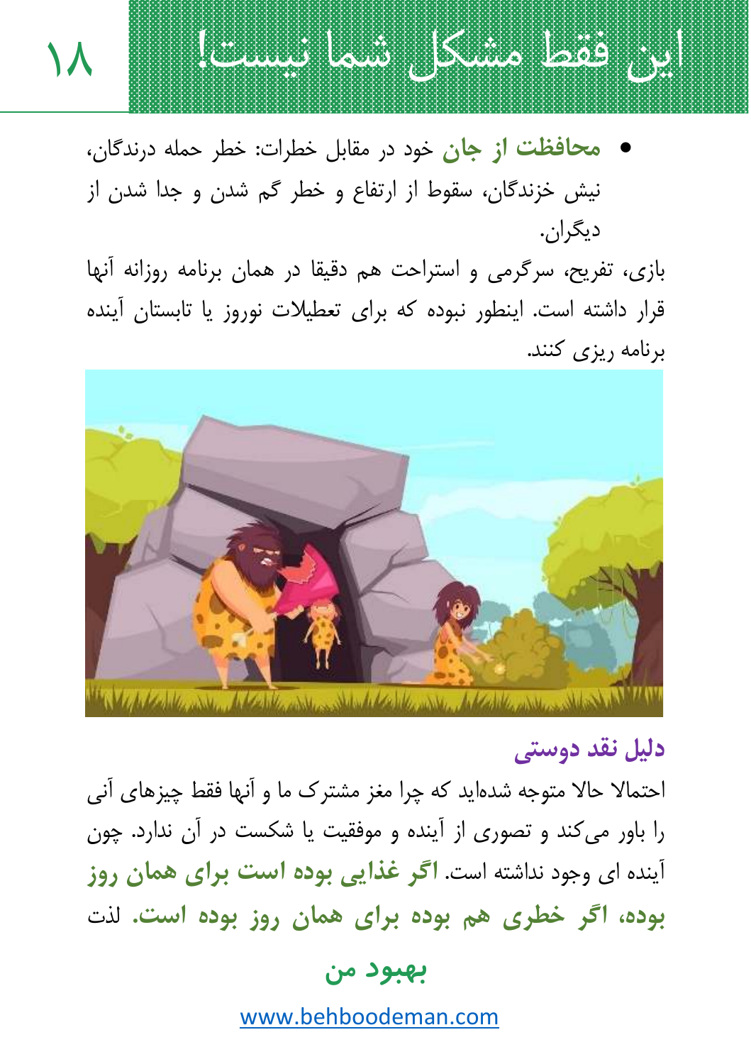# این فقط مشکل شما نیست!

- **محافظت از جان** خود در مقابل خطرات: خطر حمله درندگان، نیش خزندگان، سقوط از ارتفاع و خطر گم شدن و جدا شدن از دیگران.

بازی، تفریح، سرگرمی و استراحت هم دقیقا در همان برنامه روزانه آنها قرار داشته است. اینطور نبوده که برای تعطیلات نوروز یا تابستان آینده برنامه ریزی کنند.

## دلیل نقد دوستی

احتمالا حالا متوجه شده‌اید که چرا مغز مشترک ما و آنها فقط چیزهای آنی را باور می‌کند و تصوری از آینده و موفقیت یا شکست در آن ندارد. چون آینده ای وجود نداشته است. **اگر غذایی بوده است برای همان روز بوده، اگر خطری هم بوده برای همان روز بوده است.** لذت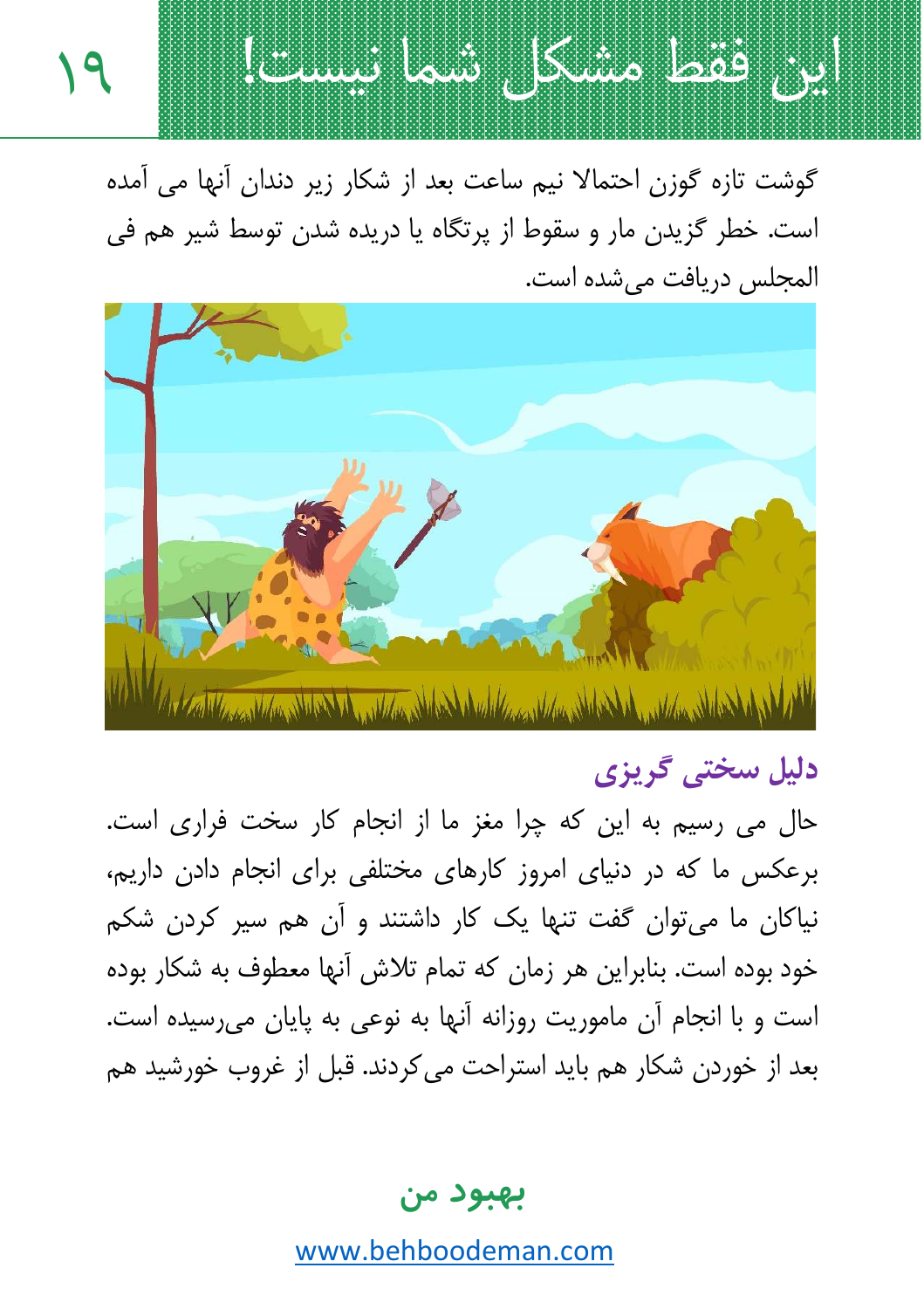گوشت تازه گوزن احتمالا نیم ساعت بعد از شکار زیر دندان آنها می آمده است. خطر گزیدن مار و سقوط از پرتگاه یا دریده شدن توسط شیر هم فی المجلس دریافت می‌شده است.

### دلیل سختی گریزی

حال می رسیم به این که چرا مغز ما از انجام کار سخت فراری است. برعکس ما که در دنیای امروز کارهای مختلفی برای انجام دادن داریم، نیاکان ما می‌توان گفت تنها یک کار داشتند و آن هم سیر کردن شکم خود بوده است. بنابراین هر زمان که تمام تلاش آنها معطوف به شکار بوده است و با انجام آن ماموریت روزانه آنها به نوعی به پایان می‌رسیده است. بعد از خوردن شکار هم باید استراحت می‌کردند. قبل از غروب خورشید هم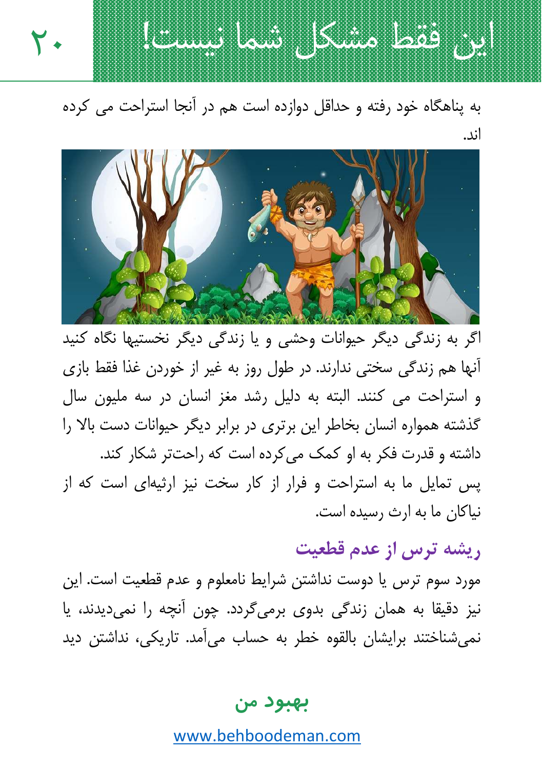به پناهگاه خود رفته و حداقل دوازده است هم در آنجا استراحت می کرده اند.

اگر به زندگی دیگر حیوانات وحشی و یا زندگی دیگر نخستیها نگاه کنید آنها هم زندگی سختی ندارند. در طول روز به غیر از خوردن غذا فقط بازی و استراحت می کنند. البته به دلیل رشد مغز انسان در سه ملیون سال گذشته همواره انسان بخاطر این برتری در برابر دیگر حیوانات دست بالا را داشته و قدرت فکر به او کمک می‌کرده است که راحت‌تر شکار کند.

پس تمایل ما به استراحت و فرار از کار سخت نیز ارثیه‌ای است که از نیاکان ما به ارث رسیده است.

### ریشه ترس از عدم قطعیت

مورد سوم ترس یا دوست نداشتن شرایط نامعلوم و عدم قطعیت است. این نیز دقیقا به همان زندگی بدوی برمی‌گردد. چون آنچه را نمی‌دیدند، یا نمی‌شناختند برایشان بالقوه خطر به حساب می‌آمد. تاریکی، نداشتن دید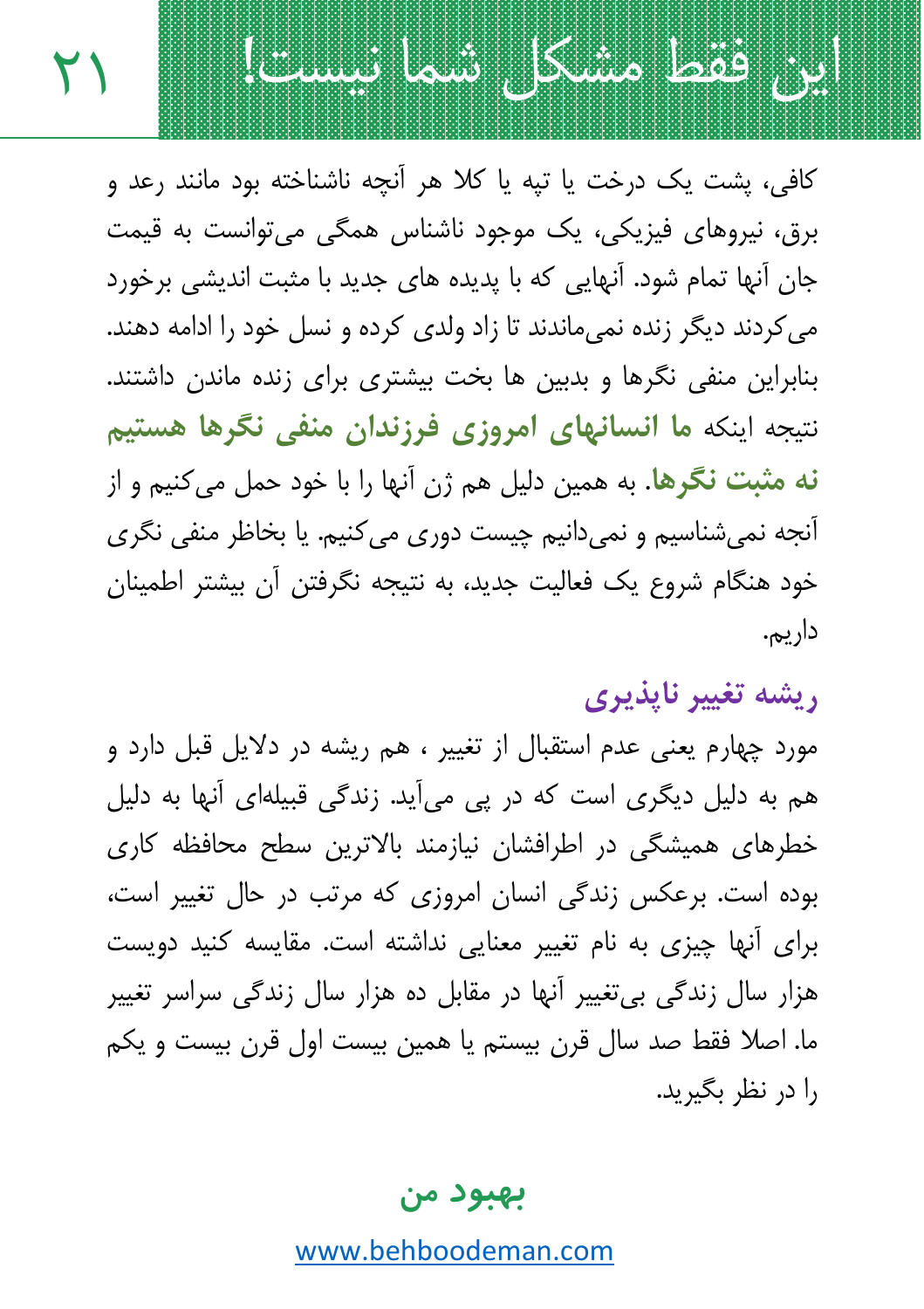کافی، پشت یک درخت یا تپه یا کلا هر آنچه ناشناخته بود مانند رعد و برق، نیروهای فیزیکی، یک موجود ناشناس همگی می‌توانست به قیمت جان آنها تمام شود. آنهایی که با پدیده های جدید با مثبت اندیشی برخورد می‌کردند دیگر زنده نمی‌ماندند تا زاد ولدی کرده و نسل خود را ادامه دهند. بنابراین منفی نگرها و بدبین ها بخت بیشتری برای زنده ماندن داشتند. نتیجه اینکه **ما انسانهای امروزی فرزندان منفی نگرها هستیم نه مثبت نگرها**. به همین دلیل هم ژن آنها را با خود حمل می‌کنیم و از آنچه نمی‌شناسیم و نمی‌دانیم چیست دوری می‌کنیم. یا بخاطر منفی نگری خود هنگام شروع یک فعالیت جدید، به نتیجه نگرفتن آن بیشتر اطمینان داریم.

## ریشه تغییر ناپذیری

مورد چهارم یعنی عدم استقبال از تغییر ، هم ریشه در دلایل قبل دارد و هم به دلیل دیگری است که در پی می‌آید. زندگی قبیله‌ای آنها به دلیل خطرهای همیشگی در اطرافشان نیازمند بالاترین سطح محافظه کاری بوده است. برعکس زندگی انسان امروزی که مرتب در حال تغییر است، برای آنها چیزی به نام تغییر معنایی نداشته است. مقایسه کنید دویست هزار سال زندگی بی‌تغییر آنها در مقابل ده هزار سال زندگی سراسر تغییر ما. اصلا فقط صد سال قرن بیستم یا همین بیست اول قرن بیست و یکم را در نظر بگیرید.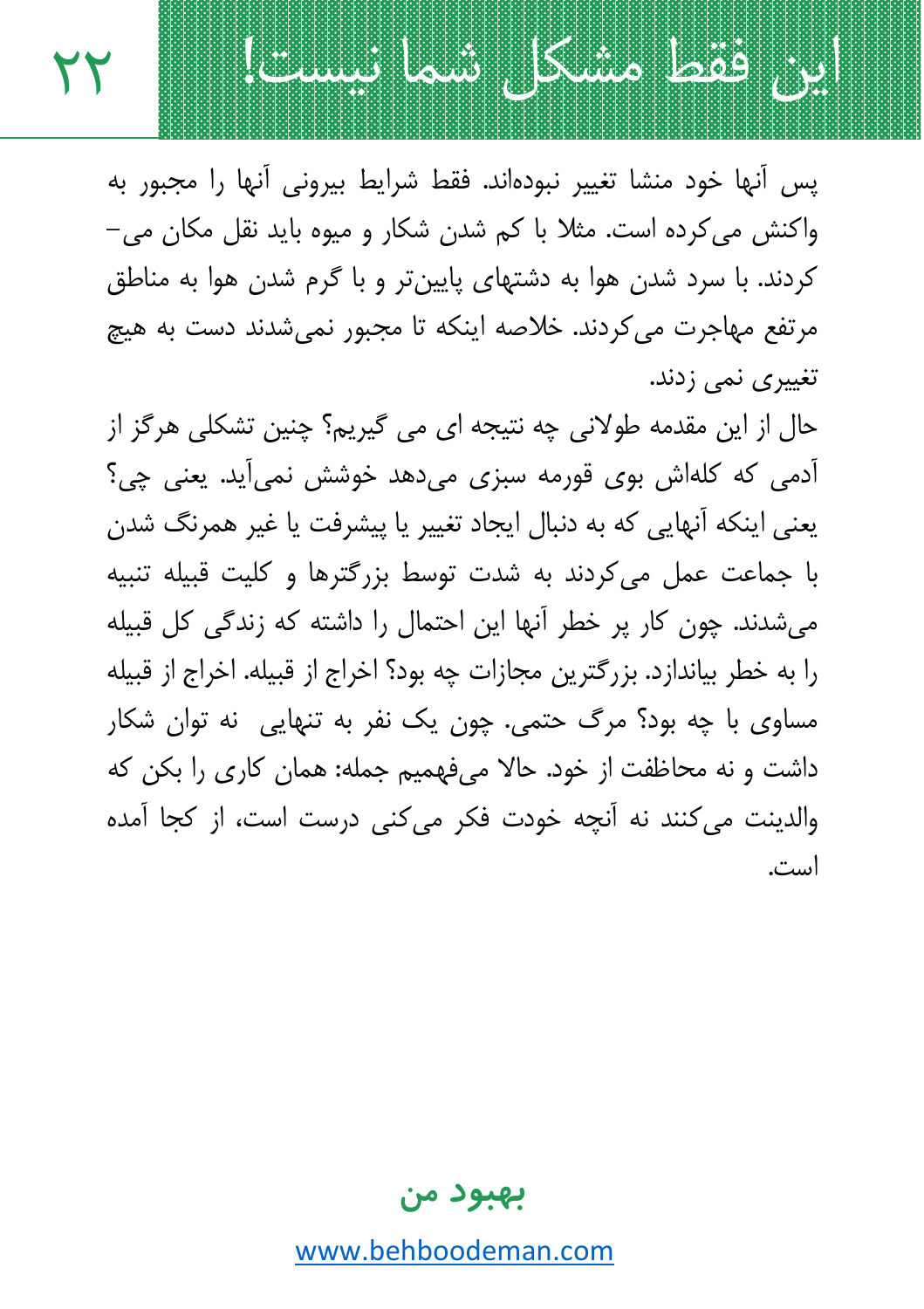پس آنها خود منشا تغییر نبوده‌اند. فقط شرایط بیرونی آنها را مجبور به واکنش می‌کرده است. مثلا با کم شدن شکار و میوه باید نقل مکان می‌کردند. با سرد شدن هوا به دشتهای پایین‌تر و با گرم شدن هوا به مناطق مرتفع مهاجرت می‌کردند. خلاصه اینکه تا مجبور نمی‌شدند دست به هیچ تغییری نمی زدند.

حال از این مقدمه طولانی چه نتیجه ای می گیریم؟ چنین تشکلی هرگز از آدمی که کله‌اش بوی قورمه سبزی می‌دهد خوشش نمی‌آید. یعنی چی؟ یعنی اینکه آنهایی که به دنبال ایجاد تغییر یا پیشرفت یا غیر همرنگ شدن با جماعت عمل می‌کردند به شدت توسط بزرگترها و کلیت قبیله تنبیه می‌شدند. چون کار پر خطر آنها این احتمال را داشته که زندگی کل قبیله را به خطر بیاندازد. بزرگترین مجازات چه بود؟ اخراج از قبیله. اخراج از قبیله مساوی با چه بود؟ مرگ حتمی. چون یک نفر به تنهایی نه توان شکار داشت و نه محافظت از خود. حالا می‌فهمیم جمله: همان کاری را بکن که والدینت می‌کنند نه آنچه خودت فکر می‌کنی درست است، از کجا آمده است.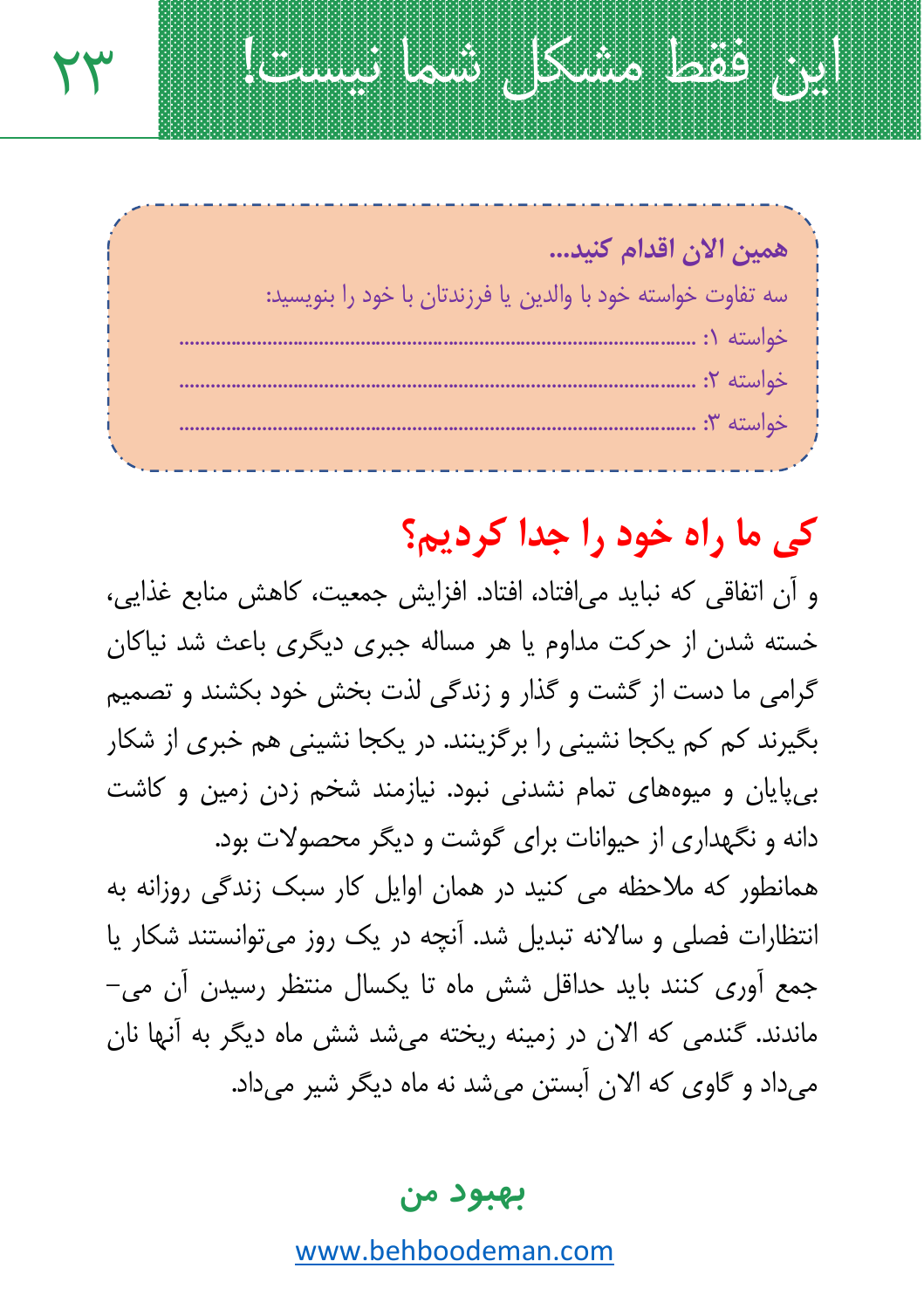**همین الان اقدام کنید...**

سه تفاوت خواسته خود با والدین یا فرزندتان با خود را بنویسید:

خواسته ۱: ..........................................................................................

خواسته ۲: ..........................................................................................

خواسته ۳: ..........................................................................................

## کی ما راه خود را جدا کردیم؟

و آن اتفاقی که نباید می‌افتاد، افتاد. افزایش جمعیت، کاهش منابع غذایی، خسته شدن از حرکت مداوم یا هر مساله جبری دیگری باعث شد نیاکان گرامی ما دست از گشت و گذار و زندگی لذت بخش خود بکشند و تصمیم بگیرند کم کم یکجا نشینی را برگزینند. در یکجا نشینی هم خبری از شکار بی‌پایان و میوه‌های تمام نشدنی نبود. نیازمند شخم زدن زمین و کاشت دانه و نگهداری از حیوانات برای گوشت و دیگر محصولات بود.

همانطور که ملاحظه می کنید در همان اوایل کار سبک زندگی روزانه به انتظارات فصلی و سالانه تبدیل شد. آنچه در یک روز می‌توانستند شکار یا جمع آوری کنند باید حداقل شش ماه تا یکسال منتظر رسیدن آن می‌ماندند. گندمی که الان در زمینه ریخته می‌شد شش ماه دیگر به آنها نان می‌داد و گاوی که الان آبستن می‌شد نه ماه دیگر شیر می‌داد.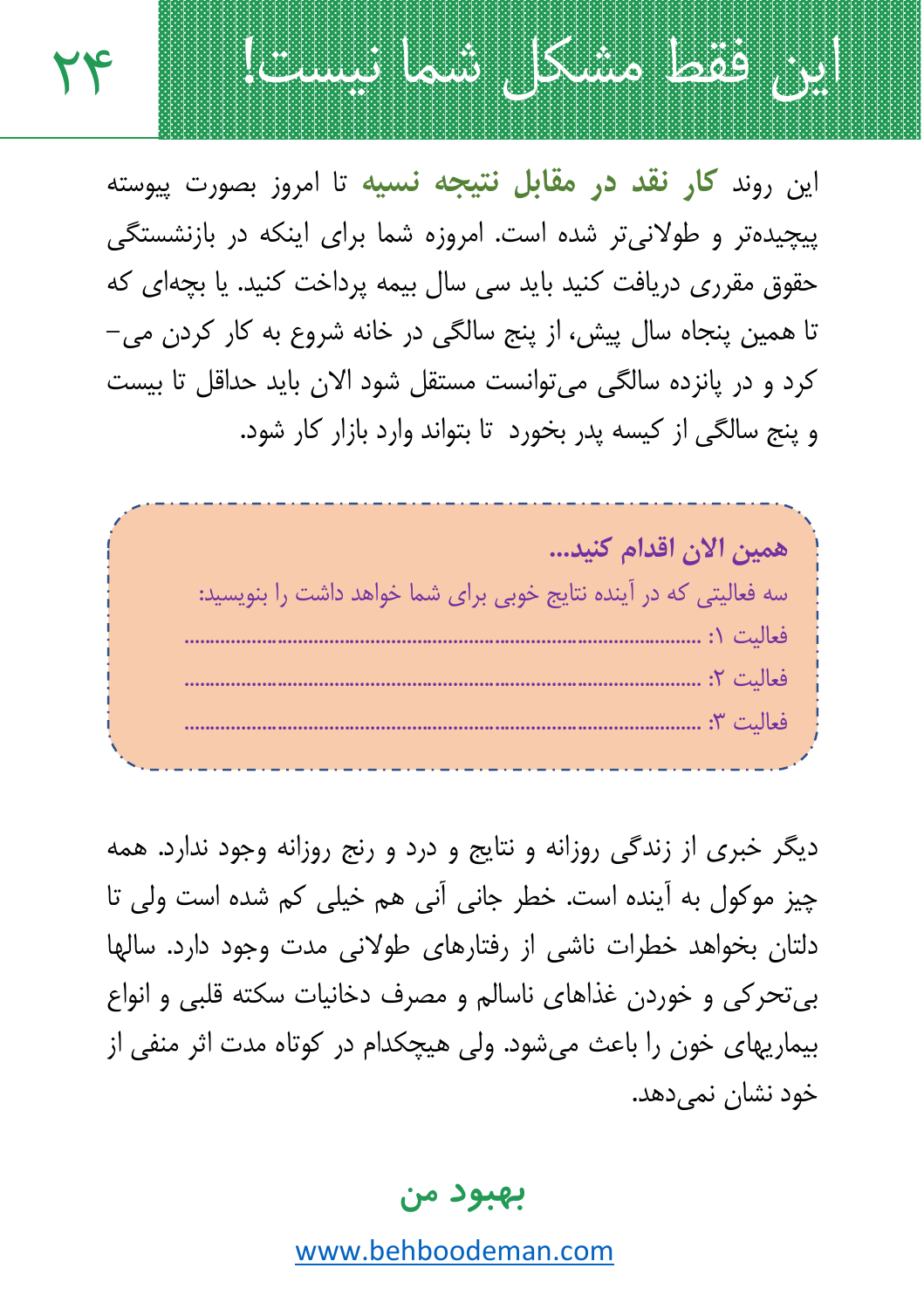## این فقط مشکل شما نیست!

این روند **کار نقد در مقابل نتیجه نسیه** تا امروز بصورت پیوسته پیچیده‌تر و طولانی‌تر شده است. امروزه شما برای اینکه در بازنشستگی حقوق مقرری دریافت کنید باید سی سال بیمه پرداخت کنید. یا بچه‌ای که تا همین پنجاه سال پیش، از پنج سالگی در خانه شروع به کار کردن می‌کرد و در پانزده سالگی می‌توانست مستقل شود الان باید حداقل تا بیست و پنج سالگی از کیسه پدر بخورد تا بتواند وارد بازار کار شود.

> **همین الان اقدام کنید...**
>
> سه فعالیتی که در آینده نتایج خوبی برای شما خواهد داشت را بنویسید:
>
> فعالیت ۱: ..........................................................................................
>
> فعالیت ۲: ..........................................................................................
>
> فعالیت ۳: ..........................................................................................

دیگر خبری از زندگی روزانه و نتایج و درد و رنج روزانه وجود ندارد. همه چیز موکول به آینده است. خطر جانی آنی هم خیلی کم شده است ولی تا دلتان بخواهد خطرات ناشی از رفتارهای طولانی مدت وجود دارد. سالها بی‌تحرکی و خوردن غذاهای ناسالم و مصرف دخانیات سکته قلبی و انواع بیماریهای خون را باعث می‌شود. ولی هیچکدام در کوتاه مدت اثر منفی از خود نشان نمی‌دهد.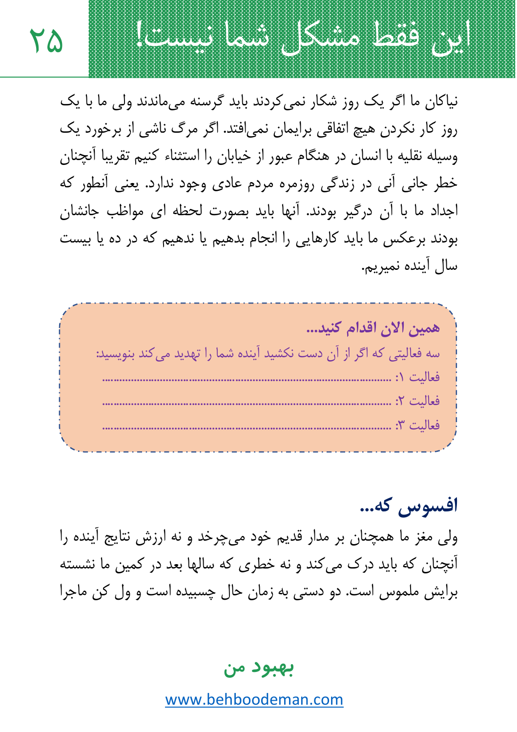# این فقط مشکل شما نیست!

نیاکان ما اگر یک روز شکار نمی‌کردند باید گرسنه می‌ماندند ولی ما با یک روز کار نکردن هیچ اتفاقی برایمان نمی‌افتد. اگر مرگ ناشی از برخورد یک وسیله نقلیه با انسان در هنگام عبور از خیابان را استثناء کنیم تقریبا آنچنان خطر جانی آنی در زندگی روزمره مردم عادی وجود ندارد. یعنی آنطور که اجداد ما با آن درگیر بودند. آنها باید بصورت لحظه ای مواظب جانشان بودند برعکس ما باید کارهایی را انجام بدهیم یا ندهیم که در ده یا بیست سال آینده نمیریم.

**همین الان اقدام کنید...**

سه فعالیتی که اگر از آن دست نکشید آینده شما را تهدید می‌کند بنویسید:

فعالیت ۱: ..........................................................................................

فعالیت ۲: ..........................................................................................

فعالیت ۳: ..........................................................................................

## افسوس که...

ولی مغز ما همچنان بر مدار قدیم خود می‌چرخد و نه ارزش نتایج آینده را آنچنان که باید درک می‌کند و نه خطری که سالها بعد در کمین ما نشسته برایش ملموس است. دو دستی به زمان حال چسبیده است و ول کن ماجرا

**بهبود من**

www.behboodeman.com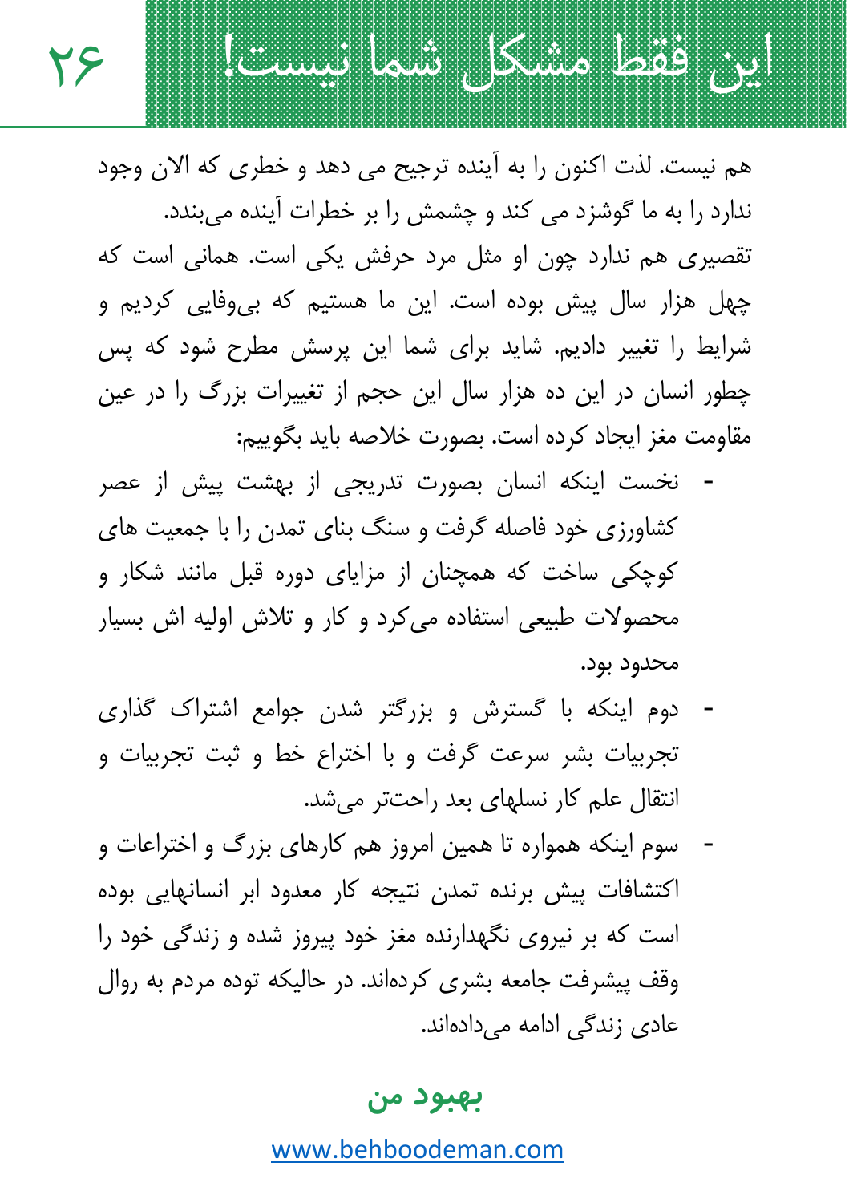هم نیست. لذت اکنون را به آینده ترجیح می دهد و خطری که الان وجود ندارد را به ما گوشزد می کند و چشمش را بر خطرات آینده می‌بندد.

تقصیری هم ندارد چون او مثل مرد حرفش یکی است. همانی است که چهل هزار سال پیش بوده است. این ما هستیم که بی‌وفایی کردیم و شرایط را تغییر دادیم. شاید برای شما این پرسش مطرح شود که پس چطور انسان در این ده هزار سال این حجم از تغییرات بزرگ را در عین مقاومت مغز ایجاد کرده است. بصورت خلاصه باید بگوییم:

- نخست اینکه انسان بصورت تدریجی از بهشت پیش از عصر کشاورزی خود فاصله گرفت و سنگ بنای تمدن را با جمعیت های کوچکی ساخت که همچنان از مزایای دوره قبل مانند شکار و محصولات طبیعی استفاده می‌کرد و کار و تلاش اولیه اش بسیار محدود بود.
- دوم اینکه با گسترش و بزرگتر شدن جوامع اشتراک گذاری تجربیات بشر سرعت گرفت و با اختراع خط و ثبت تجربیات و انتقال علم کار نسلهای بعد راحت‌تر می‌شد.
- سوم اینکه همواره تا همین امروز هم کارهای بزرگ و اختراعات و اکتشافات پیش برنده تمدن نتیجه کار معدود ابر انسانهایی بوده است که بر نیروی نگهدارنده مغز خود پیروز شده و زندگی خود را وقف پیشرفت جامعه بشری کرده‌اند. در حالیکه توده مردم به روال عادی زندگی ادامه می‌داده‌اند.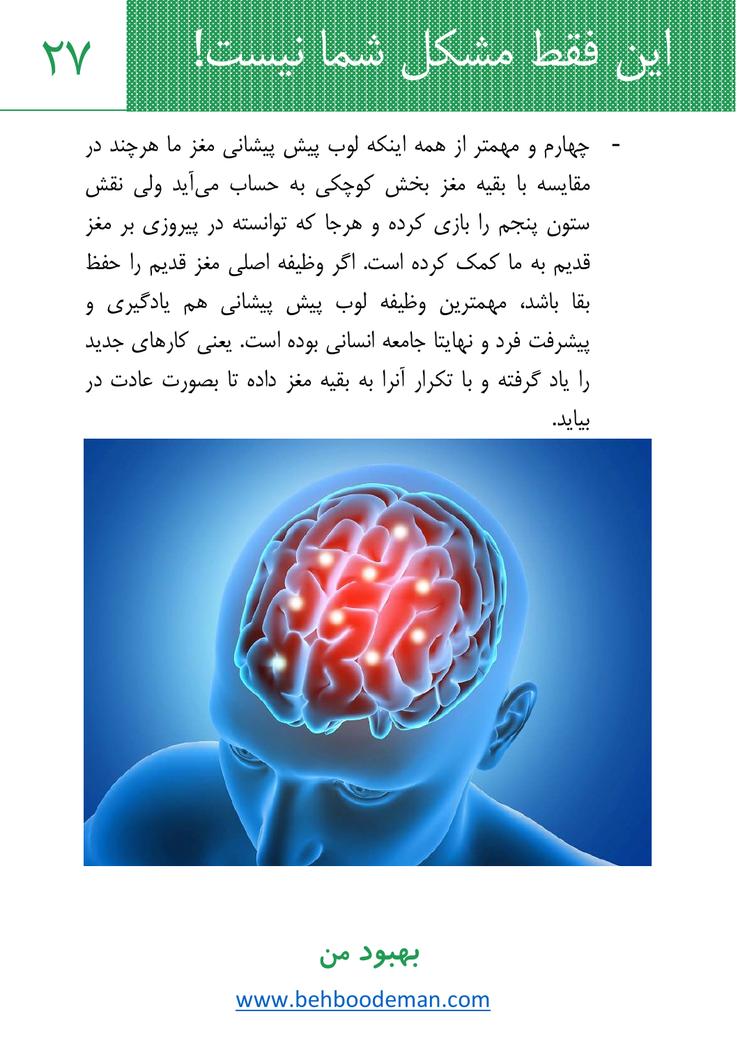# این فقط مشکل شما نیست!

- چهارم و مهمتر از همه اینکه لوب پیش پیشانی مغز ما هرچند در مقایسه با بقیه مغز بخش کوچکی به حساب می‌آید ولی نقش ستون پنجم را بازی کرده و هرجا که توانسته در پیروزی بر مغز قدیم به ما کمک کرده است. اگر وظیفه اصلی مغز قدیم را حفظ بقا باشد، مهمترین وظیفه لوب پیش پیشانی هم یادگیری و پیشرفت فرد و نهایتا جامعه انسانی بوده است. یعنی کارهای جدید را یاد گرفته و با تکرار آنرا به بقیه مغز داده تا بصورت عادت در بیاید.

**بهبود من**

www.behboodeman.com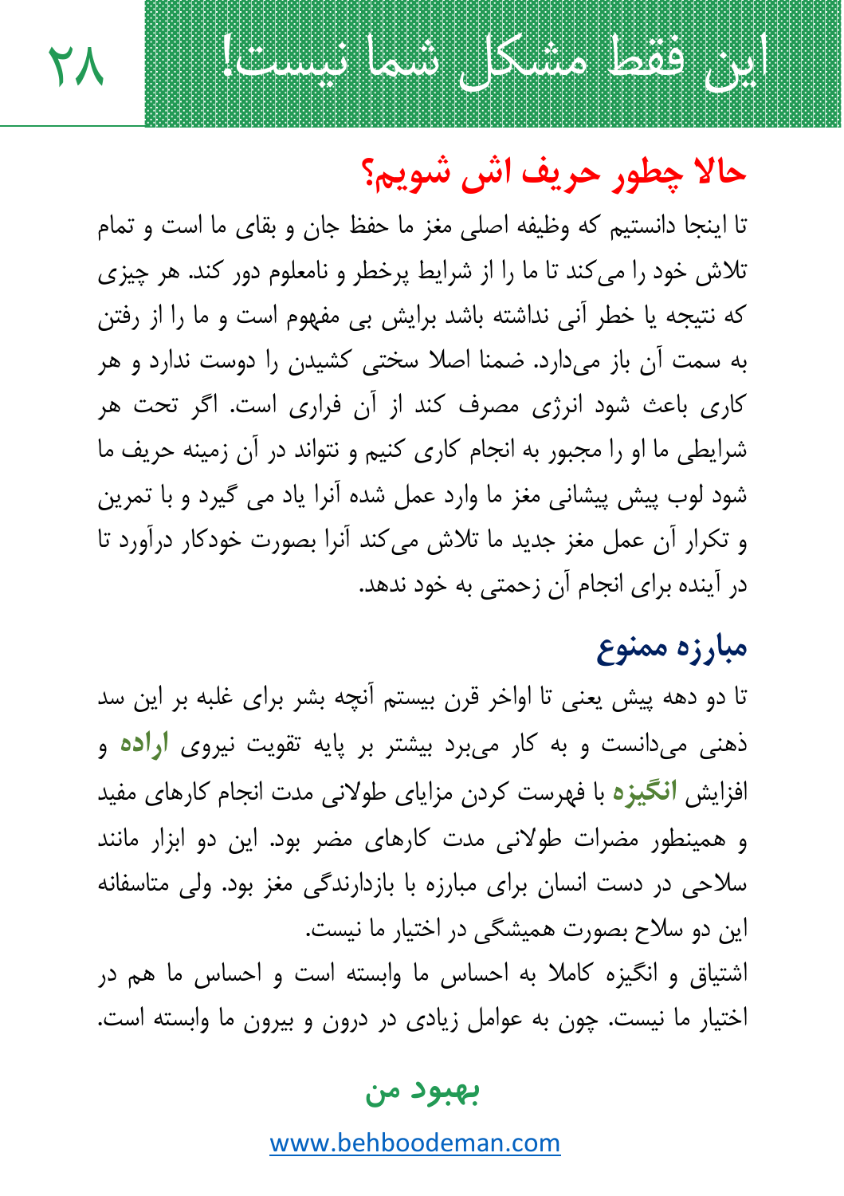## حالا چطور حریف اش شویم؟

تا اینجا دانستیم که وظیفه اصلی مغز ما حفظ جان و بقای ما است و تمام تلاش خود را می‌کند تا ما را از شرایط پرخطر و نامعلوم دور کند. هر چیزی که نتیجه یا خطر آنی نداشته باشد برایش بی مفهوم است و ما را از رفتن به سمت آن باز می‌دارد. ضمنا اصلا سختی کشیدن را دوست ندارد و هر کاری باعث شود انرژی مصرف کند از آن فراری است. اگر تحت هر شرایطی ما او را مجبور به انجام کاری کنیم و نتواند در آن زمینه حریف ما شود لوب پیش پیشانی مغز ما وارد عمل شده آنرا یاد می گیرد و با تمرین و تکرار آن عمل مغز جدید ما تلاش می‌کند آنرا بصورت خودکار درآورد تا در آینده برای انجام آن زحمتی به خود ندهد.

## مبارزه ممنوع

تا دو دهه پیش یعنی تا اواخر قرن بیستم آنچه بشر برای غلبه بر این سد ذهنی می‌دانست و به کار می‌برد بیشتر بر پایه تقویت نیروی **اراده** و افزایش **انگیزه** با فهرست کردن مزایای طولانی مدت انجام کارهای مفید و همینطور مضرات طولانی مدت کارهای مضر بود. این دو ابزار مانند سلاحی در دست انسان برای مبارزه با بازدارندگی مغز بود. ولی متاسفانه این دو سلاح بصورت همیشگی در اختیار ما نیست.

اشتیاق و انگیزه کاملا به احساس ما وابسته است و احساس ما هم در اختیار ما نیست. چون به عوامل زیادی در درون و بیرون ما وابسته است.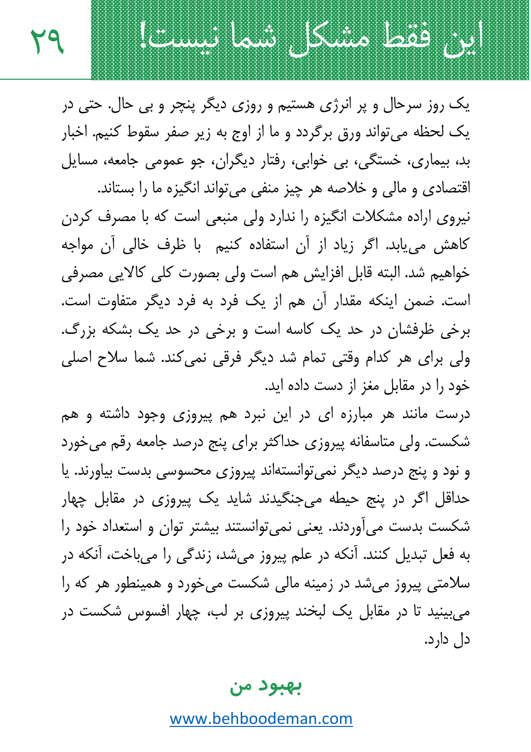## این فقط مشکل شما نیست!

یک روز سرحال و پر انرژی هستیم و روزی دیگر پنچر و بی حال. حتی در یک لحظه می‌تواند ورق برگردد و ما از اوج به زیر صفر سقوط کنیم. اخبار بد، بیماری، خستگی، بی خوابی، رفتار دیگران، جو عمومی جامعه، مسایل اقتصادی و مالی و خلاصه هر چیز منفی می‌تواند انگیزه ما را بستاند.

نیروی اراده مشکلات انگیزه را ندارد ولی منبعی است که با مصرف کردن کاهش می‌یابد. اگر زیاد از آن استفاده کنیم با ظرف خالی آن مواجه خواهیم شد. البته قابل افزایش هم است ولی بصورت کلی کالایی مصرفی است. ضمن اینکه مقدار آن هم از یک فرد به فرد دیگر متفاوت است. برخی ظرفشان در حد یک کاسه است و برخی در حد یک بشکه بزرگ. ولی برای هر کدام وقتی تمام شد دیگر فرقی نمی‌کند. شما سلاح اصلی خود را در مقابل مغز از دست داده اید.

درست مانند هر مبارزه ای در این نبرد هم پیروزی وجود داشته و هم شکست. ولی متاسفانه پیروزی حداکثر برای پنج درصد جامعه رقم می‌خورد و نود و پنج درصد دیگر نمی‌توانسته‌اند پیروزی محسوسی بدست بیاورند. یا حداقل اگر در پنج حیطه می‌جنگیدند شاید یک پیروزی در مقابل چهار شکست بدست می‌آوردند. یعنی نمی‌توانستند بیشتر توان و استعداد خود را به فعل تبدیل کنند. آنکه در علم پیروز می‌شد، زندگی را می‌باخت، آنکه در سلامتی پیروز می‌شد در زمینه مالی شکست می‌خورد و همینطور هر که را می‌بینید تا در مقابل یک لبخند پیروزی بر لب، چهار افسوس شکست در دل دارد.

**بهبود من**

www.behboodeman.com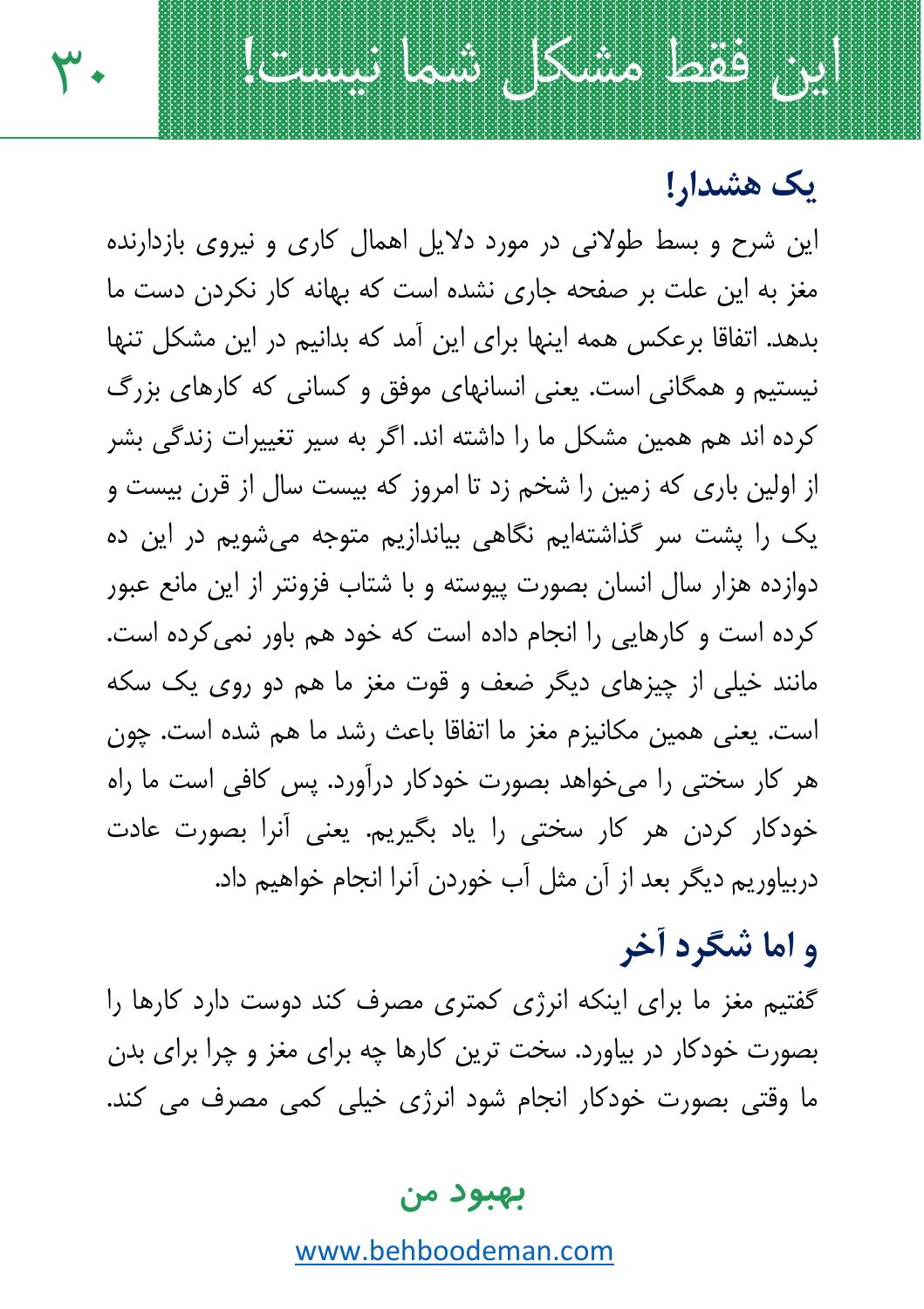# این فقط مشکل شما نیست!

## یک هشدار!

این شرح و بسط طولانی در مورد دلایل اهمال کاری و نیروی بازدارنده مغز به این علت بر صفحه جاری نشده است که بهانه کار نکردن دست ما بدهد. اتفاقا برعکس همه اینها برای این آمد که بدانیم در این مشکل تنها نیستیم و همگانی است. یعنی انسانهای موفق و کسانی که کارهای بزرگ کرده اند هم همین مشکل ما را داشته اند. اگر به سیر تغییرات زندگی بشر از اولین باری که زمین را شخم زد تا امروز که بیست سال از قرن بیست و یک را پشت سر گذاشته‌ایم نگاهی بیاندازیم متوجه می‌شویم در این ده دوازده هزار سال انسان بصورت پیوسته و با شتاب فزونتر از این مانع عبور کرده است و کارهایی را انجام داده است که خود هم باور نمی‌کرده است. مانند خیلی از چیزهای دیگر ضعف و قوت مغز ما هم دو روی یک سکه است. یعنی همین مکانیزم مغز ما اتفاقا باعث رشد ما هم شده است. چون هر کار سختی را می‌خواهد بصورت خودکار درآورد. پس کافی است ما راه خودکار کردن هر کار سختی را یاد بگیریم. یعنی آنرا بصورت عادت دربیاوریم دیگر بعد از آن مثل آب خوردن آنرا انجام خواهیم داد.

## و اما شگرد آخر

گفتیم مغز ما برای اینکه انرژی کمتری مصرف کند دوست دارد کارها را بصورت خودکار در بیاورد. سخت ترین کارها چه برای مغز و چرا برای بدن ما وقتی بصورت خودکار انجام شود انرژی خیلی کمی مصرف می کند.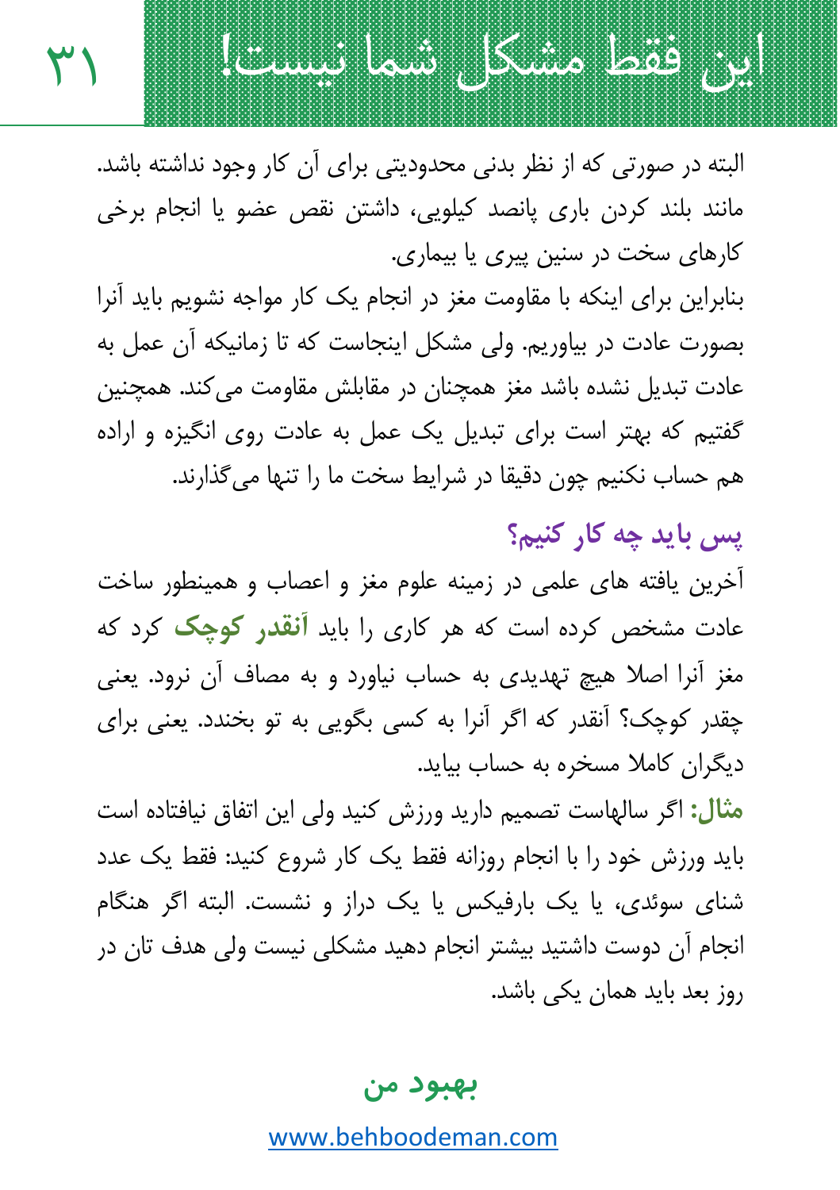البته در صورتی که از نظر بدنی محدودیتی برای آن کار وجود نداشته باشد. مانند بلند کردن باری پانصد کیلویی، داشتن نقص عضو یا انجام برخی کارهای سخت در سنین پیری یا بیماری.

بنابراین برای اینکه با مقاومت مغز در انجام یک کار مواجه نشویم باید آنرا بصورت عادت در بیاوریم. ولی مشکل اینجاست که تا زمانیکه آن عمل به عادت تبدیل نشده باشد مغز همچنان در مقابلش مقاومت می‌کند. همچنین گفتیم که بهتر است برای تبدیل یک عمل به عادت روی انگیزه و اراده هم حساب نکنیم چون دقیقا در شرایط سخت ما را تنها می‌گذارند.

## پس باید چه کار کنیم؟

آخرین یافته های علمی در زمینه علوم مغز و اعصاب و همینطور ساخت عادت مشخص کرده است که هر کاری را باید **آنقدر کوچک** کرد که مغز آنرا اصلا هیچ تهدیدی به حساب نیاورد و به مصاف آن نرود. یعنی چقدر کوچک؟ آنقدر که اگر آنرا به کسی بگویی به تو بخندد. یعنی برای دیگران کاملا مسخره به حساب بیاید.

**مثال:** اگر سالهاست تصمیم دارید ورزش کنید ولی این اتفاق نیافتاده است باید ورزش خود را با انجام روزانه فقط یک کار شروع کنید: فقط یک عدد شنای سوئدی، یا یک بارفیکس یا یک دراز و نشست. البته اگر هنگام انجام آن دوست داشتید بیشتر انجام دهید مشکلی نیست ولی هدف تان در روز بعد باید همان یکی باشد.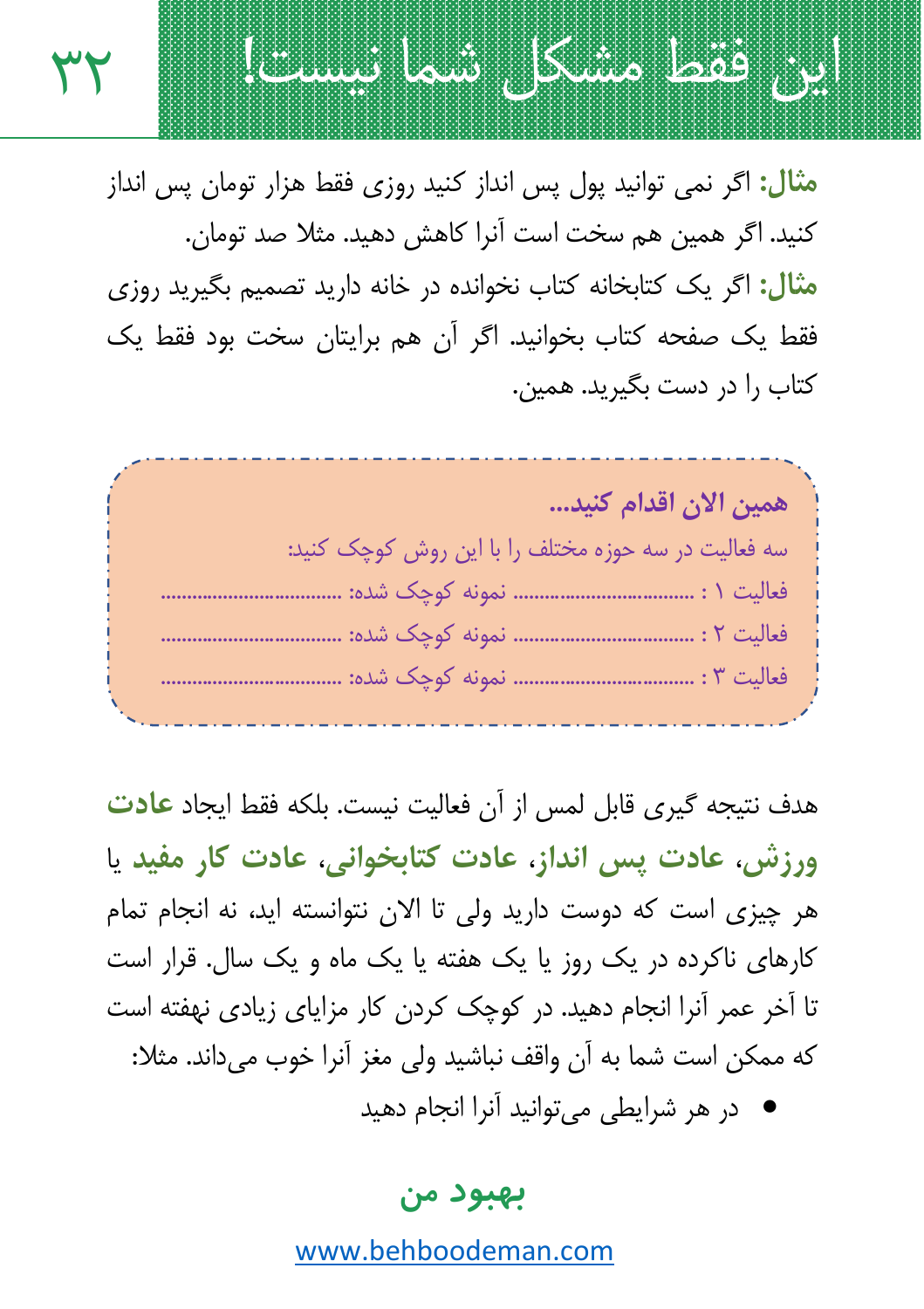## این فقط مشکل شما نیست!

**مثال:** اگر نمی توانید پول پس انداز کنید روزی فقط هزار تومان پس انداز کنید. اگر همین هم سخت است آنرا کاهش دهید. مثلا صد تومان.

**مثال:** اگر یک کتابخانه کتاب نخوانده در خانه دارید تصمیم بگیرید روزی فقط یک صفحه کتاب بخوانید. اگر آن هم برایتان سخت بود فقط یک کتاب را در دست بگیرید. همین.

**همین الان اقدام کنید...**

سه فعالیت در سه حوزه مختلف را با این روش کوچک کنید:

فعالیت ۱ : ................................ نمونه کوچک شده: ................................

فعالیت ۲ : ................................ نمونه کوچک شده: ................................

فعالیت ۳ : ................................ نمونه کوچک شده: ................................

هدف نتیجه گیری قابل لمس از آن فعالیت نیست. بلکه فقط ایجاد **عادت ورزش**، **عادت پس انداز**، **عادت کتابخوانی**، **عادت کار مفید** یا هر چیزی است که دوست دارید ولی تا الان نتوانسته اید، نه انجام تمام کارهای ناکرده در یک روز یا یک هفته یا یک ماه و یک سال. قرار است تا آخر عمر آنرا انجام دهید. در کوچک کردن کار مزایای زیادی نهفته است که ممکن است شما به آن واقف نباشید ولی مغز آنرا خوب می‌داند. مثلا:

- در هر شرایطی می‌توانید آنرا انجام دهید

**بهبود من**

www.behboodeman.com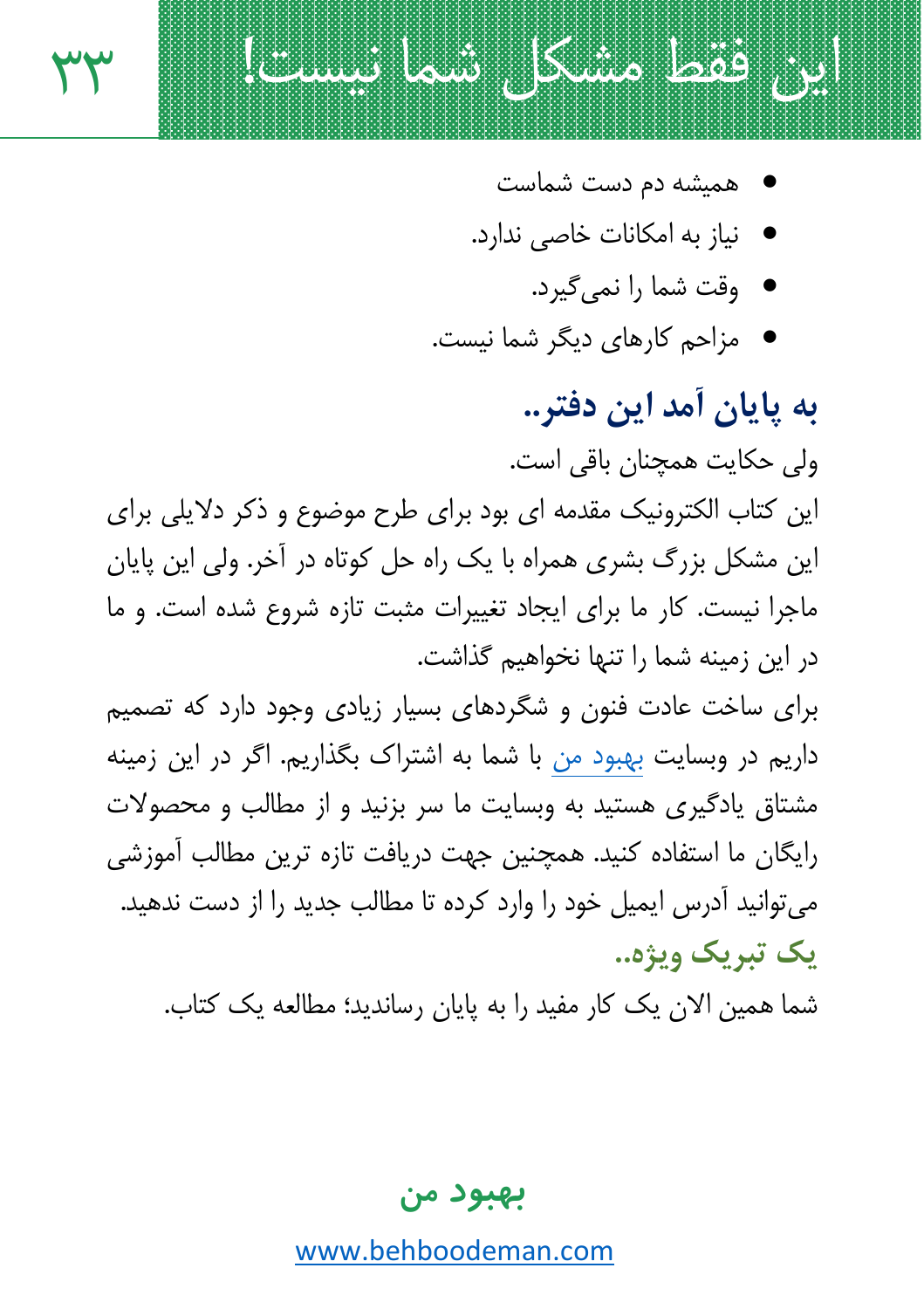- همیشه دم دست شماست
- نیاز به امکانات خاصی ندارد.
- وقت شما را نمی‌گیرد.
- مزاحم کارهای دیگر شما نیست.

## به پایان آمد این دفتر..

ولی حکایت همچنان باقی است.

این کتاب الکترونیک مقدمه ای بود برای طرح موضوع و ذکر دلایلی برای این مشکل بزرگ بشری همراه با یک راه حل کوتاه در آخر. ولی این پایان ماجرا نیست. کار ما برای ایجاد تغییرات مثبت تازه شروع شده است. و ما در این زمینه شما را تنها نخواهیم گذاشت.

برای ساخت عادت فنون و شگردهای بسیار زیادی وجود دارد که تصمیم داریم در وبسایت بهبود من با شما به اشتراک بگذاریم. اگر در این زمینه مشتاق یادگیری هستید به وبسایت ما سر بزنید و از مطالب و محصولات رایگان ما استفاده کنید. همچنین جهت دریافت تازه ترین مطالب آموزشی می‌توانید آدرس ایمیل خود را وارد کرده تا مطالب جدید را از دست ندهید.

## یک تبریک ویژه..

شما همین الان یک کار مفید را به پایان رساندید؛ مطالعه یک کتاب.

**بهبود من**

www.behboodeman.com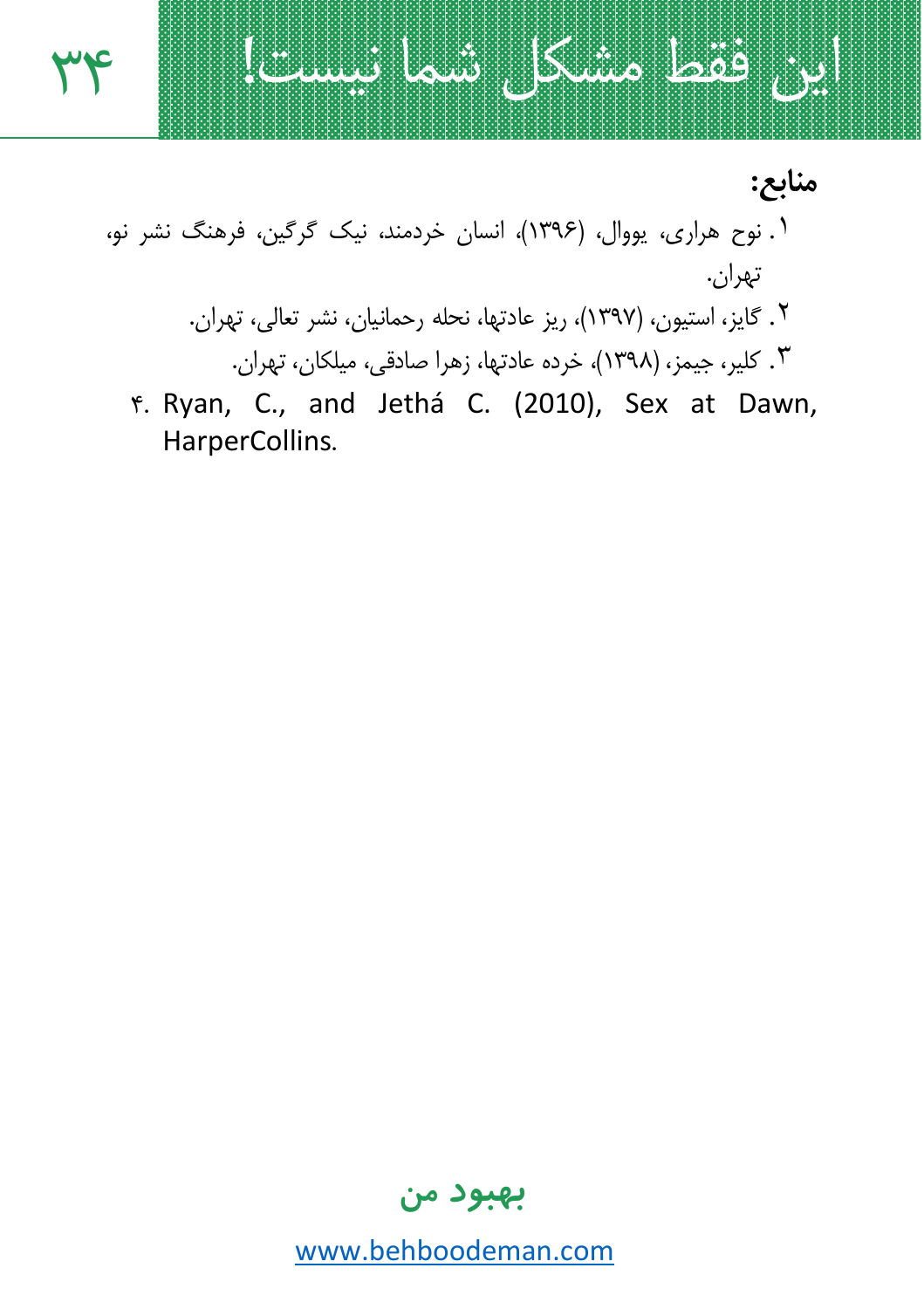**منابع:**

۱. نوح هراری، یووال، (۱۳۹۶)، انسان خردمند، نیک گرگین، فرهنگ نشر نو، تهران.

۲. گایز، استیون، (۱۳۹۷)، ریز عادتها، نحله رحمانیان، نشر تعالی، تهران.

۳. کلیر، جیمز، (۱۳۹۸)، خرده عادتها، زهرا صادقی، میلکان، تهران.

۴. Ryan, C., and Jethá C. (2010), Sex at Dawn, HarperCollins.

**بهبود من**

www.behboodeman.com